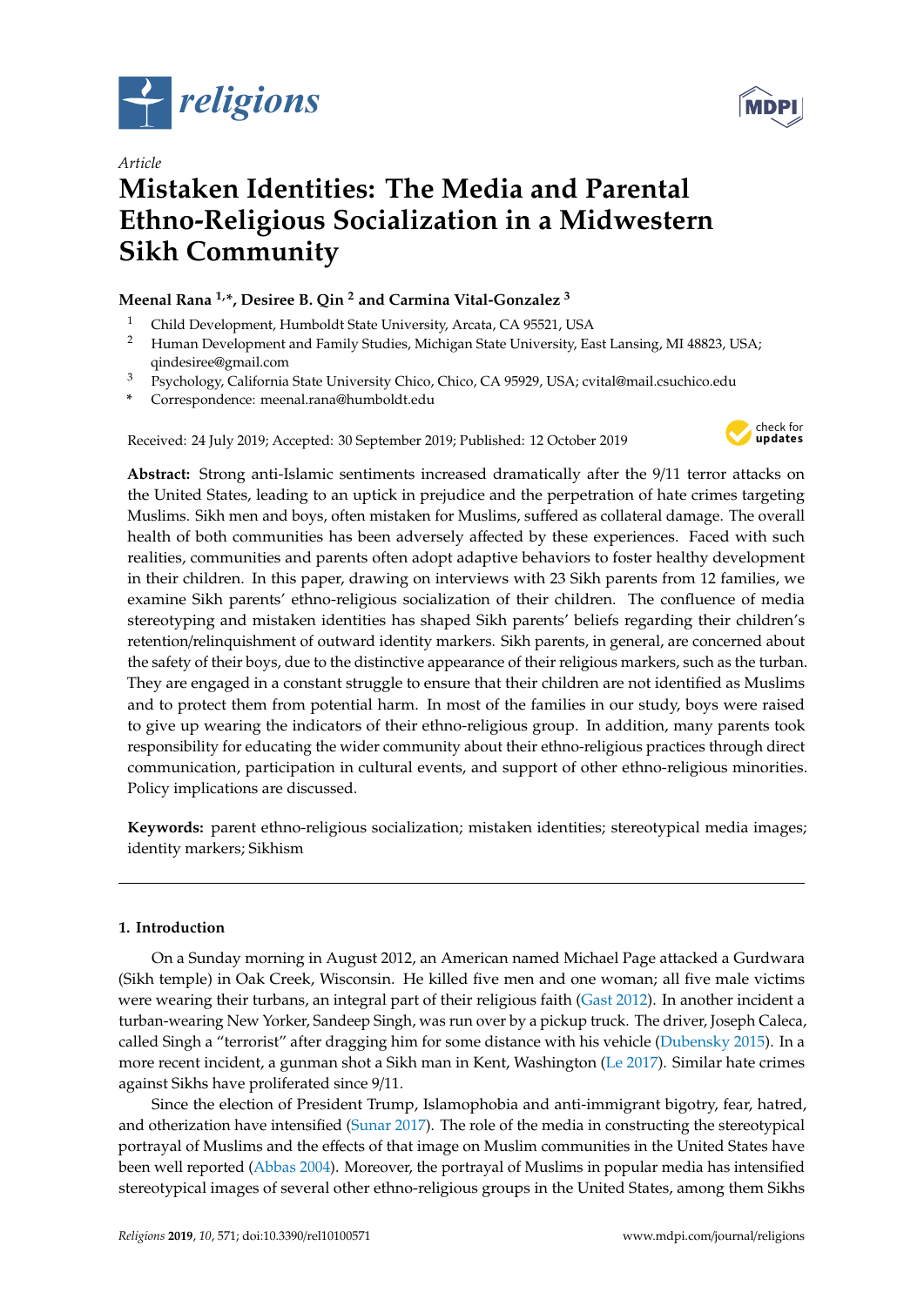*Article*

# Mistaken Identities: The Media and Parental Ethno-Religious Socialization in a Midwestern Sikh Community

**Meenal Rana [1,*], Desiree B. Qin [2] and Carmina Vital-Gonzalez [3]**

[1] Child Development, Humboldt State University, Arcata, CA 95521, USA
[2] Human Development and Family Studies, Michigan State University, East Lansing, MI 48823, USA; qindesiree@gmail.com
[3] Psychology, California State University Chico, Chico, CA 95929, USA; cvital@mail.csuchico.edu
\* Correspondence: meenal.rana@humboldt.edu

Received: 24 July 2019; Accepted: 30 September 2019; Published: 12 October 2019

**Abstract:** Strong anti-Islamic sentiments increased dramatically after the 9/11 terror attacks on the United States, leading to an uptick in prejudice and the perpetration of hate crimes targeting Muslims. Sikh men and boys, often mistaken for Muslims, suffered as collateral damage. The overall health of both communities has been adversely affected by these experiences. Faced with such realities, communities and parents often adopt adaptive behaviors to foster healthy development in their children. In this paper, drawing on interviews with 23 Sikh parents from 12 families, we examine Sikh parents' ethno-religious socialization of their children. The confluence of media stereotyping and mistaken identities has shaped Sikh parents' beliefs regarding their children's retention/relinquishment of outward identity markers. Sikh parents, in general, are concerned about the safety of their boys, due to the distinctive appearance of their religious markers, such as the turban. They are engaged in a constant struggle to ensure that their children are not identified as Muslims and to protect them from potential harm. In most of the families in our study, boys were raised to give up wearing the indicators of their ethno-religious group. In addition, many parents took responsibility for educating the wider community about their ethno-religious practices through direct communication, participation in cultural events, and support of other ethno-religious minorities. Policy implications are discussed.

**Keywords:** parent ethno-religious socialization; mistaken identities; stereotypical media images; identity markers; Sikhism

## 1. Introduction

On a Sunday morning in August 2012, an American named Michael Page attacked a Gurdwara (Sikh temple) in Oak Creek, Wisconsin. He killed five men and one woman; all five male victims were wearing their turbans, an integral part of their religious faith (Gast 2012). In another incident a turban-wearing New Yorker, Sandeep Singh, was run over by a pickup truck. The driver, Joseph Caleca, called Singh a "terrorist" after dragging him for some distance with his vehicle (Dubensky 2015). In a more recent incident, a gunman shot a Sikh man in Kent, Washington (Le 2017). Similar hate crimes against Sikhs have proliferated since 9/11.

Since the election of President Trump, Islamophobia and anti-immigrant bigotry, fear, hatred, and otherization have intensified (Sunar 2017). The role of the media in constructing the stereotypical portrayal of Muslims and the effects of that image on Muslim communities in the United States have been well reported (Abbas 2004). Moreover, the portrayal of Muslims in popular media has intensified stereotypical images of several other ethno-religious groups in the United States, among them Sikhs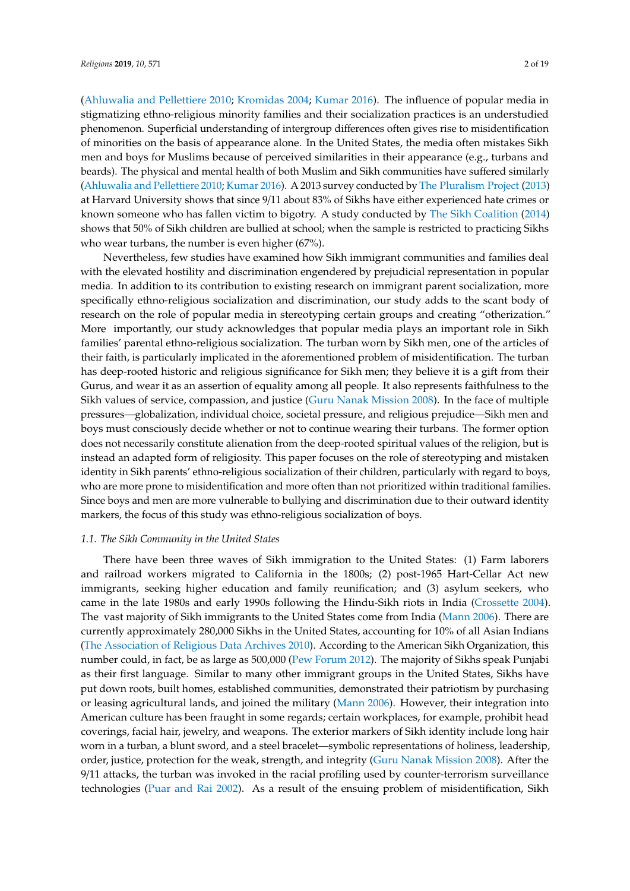(Ahluwalia and Pellettiere 2010; Kromidas 2004; Kumar 2016). The influence of popular media in stigmatizing ethno-religious minority families and their socialization practices is an understudied phenomenon. Superficial understanding of intergroup differences often gives rise to misidentification of minorities on the basis of appearance alone. In the United States, the media often mistakes Sikh men and boys for Muslims because of perceived similarities in their appearance (e.g., turbans and beards). The physical and mental health of both Muslim and Sikh communities have suffered similarly (Ahluwalia and Pellettiere 2010; Kumar 2016). A 2013 survey conducted by The Pluralism Project (2013) at Harvard University shows that since 9/11 about 83% of Sikhs have either experienced hate crimes or known someone who has fallen victim to bigotry. A study conducted by The Sikh Coalition (2014) shows that 50% of Sikh children are bullied at school; when the sample is restricted to practicing Sikhs who wear turbans, the number is even higher (67%).

Nevertheless, few studies have examined how Sikh immigrant communities and families deal with the elevated hostility and discrimination engendered by prejudicial representation in popular media. In addition to its contribution to existing research on immigrant parent socialization, more specifically ethno-religious socialization and discrimination, our study adds to the scant body of research on the role of popular media in stereotyping certain groups and creating "otherization." More importantly, our study acknowledges that popular media plays an important role in Sikh families' parental ethno-religious socialization. The turban worn by Sikh men, one of the articles of their faith, is particularly implicated in the aforementioned problem of misidentification. The turban has deep-rooted historic and religious significance for Sikh men; they believe it is a gift from their Gurus, and wear it as an assertion of equality among all people. It also represents faithfulness to the Sikh values of service, compassion, and justice (Guru Nanak Mission 2008). In the face of multiple pressures—globalization, individual choice, societal pressure, and religious prejudice—Sikh men and boys must consciously decide whether or not to continue wearing their turbans. The former option does not necessarily constitute alienation from the deep-rooted spiritual values of the religion, but is instead an adapted form of religiosity. This paper focuses on the role of stereotyping and mistaken identity in Sikh parents' ethno-religious socialization of their children, particularly with regard to boys, who are more prone to misidentification and more often than not prioritized within traditional families. Since boys and men are more vulnerable to bullying and discrimination due to their outward identity markers, the focus of this study was ethno-religious socialization of boys.

### *1.1. The Sikh Community in the United States*

There have been three waves of Sikh immigration to the United States: (1) Farm laborers and railroad workers migrated to California in the 1800s; (2) post-1965 Hart-Cellar Act new immigrants, seeking higher education and family reunification; and (3) asylum seekers, who came in the late 1980s and early 1990s following the Hindu-Sikh riots in India (Crossette 2004). The vast majority of Sikh immigrants to the United States come from India (Mann 2006). There are currently approximately 280,000 Sikhs in the United States, accounting for 10% of all Asian Indians (The Association of Religious Data Archives 2010). According to the American Sikh Organization, this number could, in fact, be as large as 500,000 (Pew Forum 2012). The majority of Sikhs speak Punjabi as their first language. Similar to many other immigrant groups in the United States, Sikhs have put down roots, built homes, established communities, demonstrated their patriotism by purchasing or leasing agricultural lands, and joined the military (Mann 2006). However, their integration into American culture has been fraught in some regards; certain workplaces, for example, prohibit head coverings, facial hair, jewelry, and weapons. The exterior markers of Sikh identity include long hair worn in a turban, a blunt sword, and a steel bracelet—symbolic representations of holiness, leadership, order, justice, protection for the weak, strength, and integrity (Guru Nanak Mission 2008). After the 9/11 attacks, the turban was invoked in the racial profiling used by counter-terrorism surveillance technologies (Puar and Rai 2002). As a result of the ensuing problem of misidentification, Sikh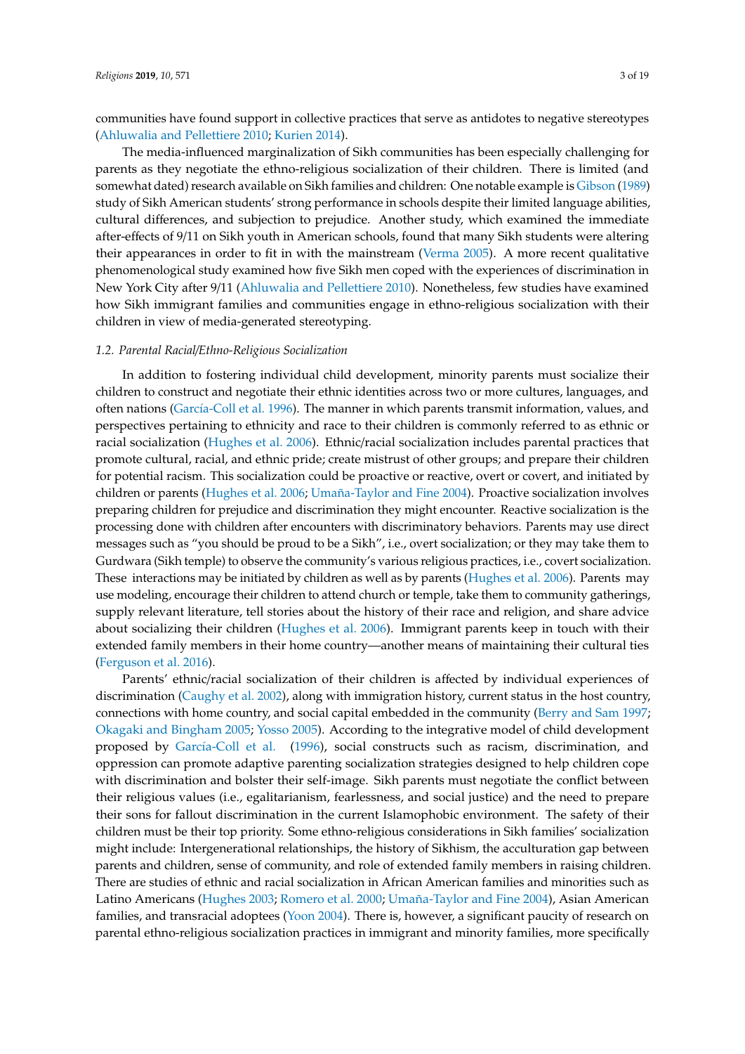communities have found support in collective practices that serve as antidotes to negative stereotypes (Ahluwalia and Pellettiere 2010; Kurien 2014).

The media-influenced marginalization of Sikh communities has been especially challenging for parents as they negotiate the ethno-religious socialization of their children. There is limited (and somewhat dated) research available on Sikh families and children: One notable example is Gibson (1989) study of Sikh American students' strong performance in schools despite their limited language abilities, cultural differences, and subjection to prejudice. Another study, which examined the immediate after-effects of 9/11 on Sikh youth in American schools, found that many Sikh students were altering their appearances in order to fit in with the mainstream (Verma 2005). A more recent qualitative phenomenological study examined how five Sikh men coped with the experiences of discrimination in New York City after 9/11 (Ahluwalia and Pellettiere 2010). Nonetheless, few studies have examined how Sikh immigrant families and communities engage in ethno-religious socialization with their children in view of media-generated stereotyping.

### *1.2. Parental Racial/Ethno-Religious Socialization*

In addition to fostering individual child development, minority parents must socialize their children to construct and negotiate their ethnic identities across two or more cultures, languages, and often nations (García-Coll et al. 1996). The manner in which parents transmit information, values, and perspectives pertaining to ethnicity and race to their children is commonly referred to as ethnic or racial socialization (Hughes et al. 2006). Ethnic/racial socialization includes parental practices that promote cultural, racial, and ethnic pride; create mistrust of other groups; and prepare their children for potential racism. This socialization could be proactive or reactive, overt or covert, and initiated by children or parents (Hughes et al. 2006; Umaña-Taylor and Fine 2004). Proactive socialization involves preparing children for prejudice and discrimination they might encounter. Reactive socialization is the processing done with children after encounters with discriminatory behaviors. Parents may use direct messages such as "you should be proud to be a Sikh", i.e., overt socialization; or they may take them to Gurdwara (Sikh temple) to observe the community's various religious practices, i.e., covert socialization. These interactions may be initiated by children as well as by parents (Hughes et al. 2006). Parents may use modeling, encourage their children to attend church or temple, take them to community gatherings, supply relevant literature, tell stories about the history of their race and religion, and share advice about socializing their children (Hughes et al. 2006). Immigrant parents keep in touch with their extended family members in their home country—another means of maintaining their cultural ties (Ferguson et al. 2016).

Parents' ethnic/racial socialization of their children is affected by individual experiences of discrimination (Caughy et al. 2002), along with immigration history, current status in the host country, connections with home country, and social capital embedded in the community (Berry and Sam 1997; Okagaki and Bingham 2005; Yosso 2005). According to the integrative model of child development proposed by García-Coll et al. (1996), social constructs such as racism, discrimination, and oppression can promote adaptive parenting socialization strategies designed to help children cope with discrimination and bolster their self-image. Sikh parents must negotiate the conflict between their religious values (i.e., egalitarianism, fearlessness, and social justice) and the need to prepare their sons for fallout discrimination in the current Islamophobic environment. The safety of their children must be their top priority. Some ethno-religious considerations in Sikh families' socialization might include: Intergenerational relationships, the history of Sikhism, the acculturation gap between parents and children, sense of community, and role of extended family members in raising children. There are studies of ethnic and racial socialization in African American families and minorities such as Latino Americans (Hughes 2003; Romero et al. 2000; Umaña-Taylor and Fine 2004), Asian American families, and transracial adoptees (Yoon 2004). There is, however, a significant paucity of research on parental ethno-religious socialization practices in immigrant and minority families, more specifically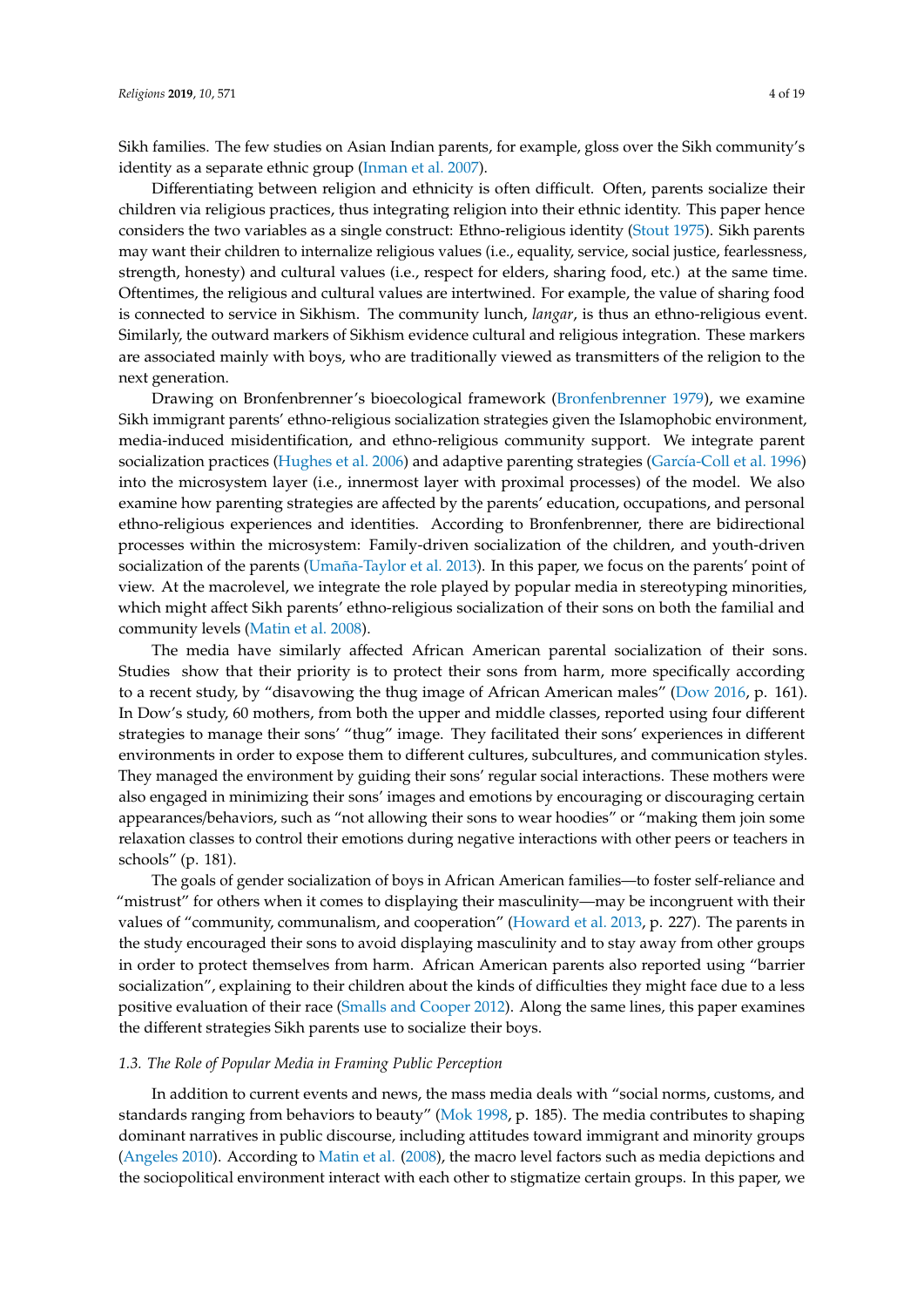Sikh families. The few studies on Asian Indian parents, for example, gloss over the Sikh community's identity as a separate ethnic group (Inman et al. 2007).

Differentiating between religion and ethnicity is often difficult. Often, parents socialize their children via religious practices, thus integrating religion into their ethnic identity. This paper hence considers the two variables as a single construct: Ethno-religious identity (Stout 1975). Sikh parents may want their children to internalize religious values (i.e., equality, service, social justice, fearlessness, strength, honesty) and cultural values (i.e., respect for elders, sharing food, etc.) at the same time. Oftentimes, the religious and cultural values are intertwined. For example, the value of sharing food is connected to service in Sikhism. The community lunch, *langar*, is thus an ethno-religious event. Similarly, the outward markers of Sikhism evidence cultural and religious integration. These markers are associated mainly with boys, who are traditionally viewed as transmitters of the religion to the next generation.

Drawing on Bronfenbrenner's bioecological framework (Bronfenbrenner 1979), we examine Sikh immigrant parents' ethno-religious socialization strategies given the Islamophobic environment, media-induced misidentification, and ethno-religious community support. We integrate parent socialization practices (Hughes et al. 2006) and adaptive parenting strategies (García-Coll et al. 1996) into the microsystem layer (i.e., innermost layer with proximal processes) of the model. We also examine how parenting strategies are affected by the parents' education, occupations, and personal ethno-religious experiences and identities. According to Bronfenbrenner, there are bidirectional processes within the microsystem: Family-driven socialization of the children, and youth-driven socialization of the parents (Umaña-Taylor et al. 2013). In this paper, we focus on the parents' point of view. At the macrolevel, we integrate the role played by popular media in stereotyping minorities, which might affect Sikh parents' ethno-religious socialization of their sons on both the familial and community levels (Matin et al. 2008).

The media have similarly affected African American parental socialization of their sons. Studies show that their priority is to protect their sons from harm, more specifically according to a recent study, by "disavowing the thug image of African American males" (Dow 2016, p. 161). In Dow's study, 60 mothers, from both the upper and middle classes, reported using four different strategies to manage their sons' "thug" image. They facilitated their sons' experiences in different environments in order to expose them to different cultures, subcultures, and communication styles. They managed the environment by guiding their sons' regular social interactions. These mothers were also engaged in minimizing their sons' images and emotions by encouraging or discouraging certain appearances/behaviors, such as "not allowing their sons to wear hoodies" or "making them join some relaxation classes to control their emotions during negative interactions with other peers or teachers in schools" (p. 181).

The goals of gender socialization of boys in African American families—to foster self-reliance and "mistrust" for others when it comes to displaying their masculinity—may be incongruent with their values of "community, communalism, and cooperation" (Howard et al. 2013, p. 227). The parents in the study encouraged their sons to avoid displaying masculinity and to stay away from other groups in order to protect themselves from harm. African American parents also reported using "barrier socialization", explaining to their children about the kinds of difficulties they might face due to a less positive evaluation of their race (Smalls and Cooper 2012). Along the same lines, this paper examines the different strategies Sikh parents use to socialize their boys.

### *1.3. The Role of Popular Media in Framing Public Perception*

In addition to current events and news, the mass media deals with "social norms, customs, and standards ranging from behaviors to beauty" (Mok 1998, p. 185). The media contributes to shaping dominant narratives in public discourse, including attitudes toward immigrant and minority groups (Angeles 2010). According to Matin et al. (2008), the macro level factors such as media depictions and the sociopolitical environment interact with each other to stigmatize certain groups. In this paper, we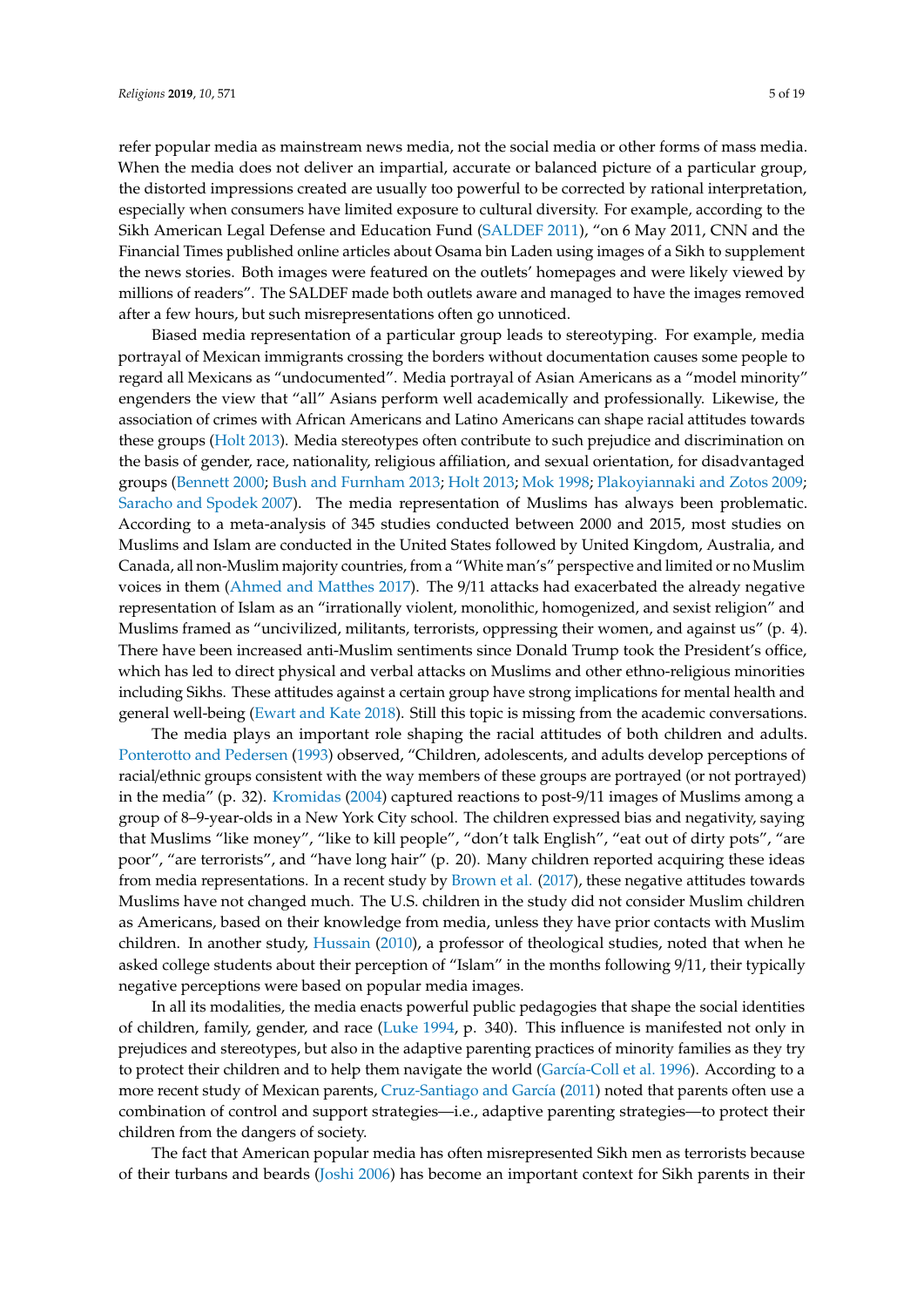refer popular media as mainstream news media, not the social media or other forms of mass media. When the media does not deliver an impartial, accurate or balanced picture of a particular group, the distorted impressions created are usually too powerful to be corrected by rational interpretation, especially when consumers have limited exposure to cultural diversity. For example, according to the Sikh American Legal Defense and Education Fund (SALDEF 2011), "on 6 May 2011, CNN and the Financial Times published online articles about Osama bin Laden using images of a Sikh to supplement the news stories. Both images were featured on the outlets' homepages and were likely viewed by millions of readers". The SALDEF made both outlets aware and managed to have the images removed after a few hours, but such misrepresentations often go unnoticed.

Biased media representation of a particular group leads to stereotyping. For example, media portrayal of Mexican immigrants crossing the borders without documentation causes some people to regard all Mexicans as "undocumented". Media portrayal of Asian Americans as a "model minority" engenders the view that "all" Asians perform well academically and professionally. Likewise, the association of crimes with African Americans and Latino Americans can shape racial attitudes towards these groups (Holt 2013). Media stereotypes often contribute to such prejudice and discrimination on the basis of gender, race, nationality, religious affiliation, and sexual orientation, for disadvantaged groups (Bennett 2000; Bush and Furnham 2013; Holt 2013; Mok 1998; Plakoyiannaki and Zotos 2009; Saracho and Spodek 2007). The media representation of Muslims has always been problematic. According to a meta-analysis of 345 studies conducted between 2000 and 2015, most studies on Muslims and Islam are conducted in the United States followed by United Kingdom, Australia, and Canada, all non-Muslim majority countries, from a "White man's" perspective and limited or no Muslim voices in them (Ahmed and Matthes 2017). The 9/11 attacks had exacerbated the already negative representation of Islam as an "irrationally violent, monolithic, homogenized, and sexist religion" and Muslims framed as "uncivilized, militants, terrorists, oppressing their women, and against us" (p. 4). There have been increased anti-Muslim sentiments since Donald Trump took the President's office, which has led to direct physical and verbal attacks on Muslims and other ethno-religious minorities including Sikhs. These attitudes against a certain group have strong implications for mental health and general well-being (Ewart and Kate 2018). Still this topic is missing from the academic conversations.

The media plays an important role shaping the racial attitudes of both children and adults. Ponterotto and Pedersen (1993) observed, "Children, adolescents, and adults develop perceptions of racial/ethnic groups consistent with the way members of these groups are portrayed (or not portrayed) in the media" (p. 32). Kromidas (2004) captured reactions to post-9/11 images of Muslims among a group of 8–9-year-olds in a New York City school. The children expressed bias and negativity, saying that Muslims "like money", "like to kill people", "don't talk English", "eat out of dirty pots", "are poor", "are terrorists", and "have long hair" (p. 20). Many children reported acquiring these ideas from media representations. In a recent study by Brown et al. (2017), these negative attitudes towards Muslims have not changed much. The U.S. children in the study did not consider Muslim children as Americans, based on their knowledge from media, unless they have prior contacts with Muslim children. In another study, Hussain (2010), a professor of theological studies, noted that when he asked college students about their perception of "Islam" in the months following 9/11, their typically negative perceptions were based on popular media images.

In all its modalities, the media enacts powerful public pedagogies that shape the social identities of children, family, gender, and race (Luke 1994, p. 340). This influence is manifested not only in prejudices and stereotypes, but also in the adaptive parenting practices of minority families as they try to protect their children and to help them navigate the world (García-Coll et al. 1996). According to a more recent study of Mexican parents, Cruz-Santiago and García (2011) noted that parents often use a combination of control and support strategies—i.e., adaptive parenting strategies—to protect their children from the dangers of society.

The fact that American popular media has often misrepresented Sikh men as terrorists because of their turbans and beards (Joshi 2006) has become an important context for Sikh parents in their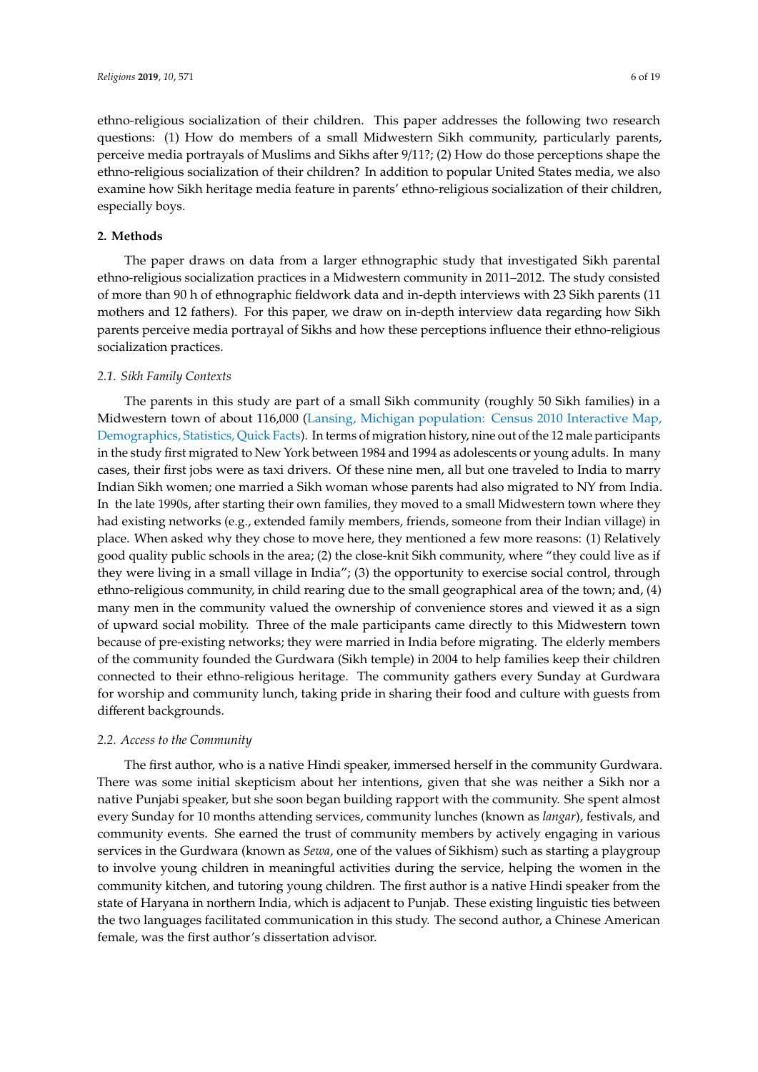ethno-religious socialization of their children. This paper addresses the following two research questions: (1) How do members of a small Midwestern Sikh community, particularly parents, perceive media portrayals of Muslims and Sikhs after 9/11?; (2) How do those perceptions shape the ethno-religious socialization of their children? In addition to popular United States media, we also examine how Sikh heritage media feature in parents' ethno-religious socialization of their children, especially boys.

## 2. Methods

The paper draws on data from a larger ethnographic study that investigated Sikh parental ethno-religious socialization practices in a Midwestern community in 2011–2012. The study consisted of more than 90 h of ethnographic fieldwork data and in-depth interviews with 23 Sikh parents (11 mothers and 12 fathers). For this paper, we draw on in-depth interview data regarding how Sikh parents perceive media portrayal of Sikhs and how these perceptions influence their ethno-religious socialization practices.

### 2.1. Sikh Family Contexts

The parents in this study are part of a small Sikh community (roughly 50 Sikh families) in a Midwestern town of about 116,000 (Lansing, Michigan population: Census 2010 Interactive Map, Demographics, Statistics, Quick Facts). In terms of migration history, nine out of the 12 male participants in the study first migrated to New York between 1984 and 1994 as adolescents or young adults. In many cases, their first jobs were as taxi drivers. Of these nine men, all but one traveled to India to marry Indian Sikh women; one married a Sikh woman whose parents had also migrated to NY from India. In the late 1990s, after starting their own families, they moved to a small Midwestern town where they had existing networks (e.g., extended family members, friends, someone from their Indian village) in place. When asked why they chose to move here, they mentioned a few more reasons: (1) Relatively good quality public schools in the area; (2) the close-knit Sikh community, where "they could live as if they were living in a small village in India"; (3) the opportunity to exercise social control, through ethno-religious community, in child rearing due to the small geographical area of the town; and, (4) many men in the community valued the ownership of convenience stores and viewed it as a sign of upward social mobility. Three of the male participants came directly to this Midwestern town because of pre-existing networks; they were married in India before migrating. The elderly members of the community founded the Gurdwara (Sikh temple) in 2004 to help families keep their children connected to their ethno-religious heritage. The community gathers every Sunday at Gurdwara for worship and community lunch, taking pride in sharing their food and culture with guests from different backgrounds.

### 2.2. Access to the Community

The first author, who is a native Hindi speaker, immersed herself in the community Gurdwara. There was some initial skepticism about her intentions, given that she was neither a Sikh nor a native Punjabi speaker, but she soon began building rapport with the community. She spent almost every Sunday for 10 months attending services, community lunches (known as *langar*), festivals, and community events. She earned the trust of community members by actively engaging in various services in the Gurdwara (known as *Sewa*, one of the values of Sikhism) such as starting a playgroup to involve young children in meaningful activities during the service, helping the women in the community kitchen, and tutoring young children. The first author is a native Hindi speaker from the state of Haryana in northern India, which is adjacent to Punjab. These existing linguistic ties between the two languages facilitated communication in this study. The second author, a Chinese American female, was the first author's dissertation advisor.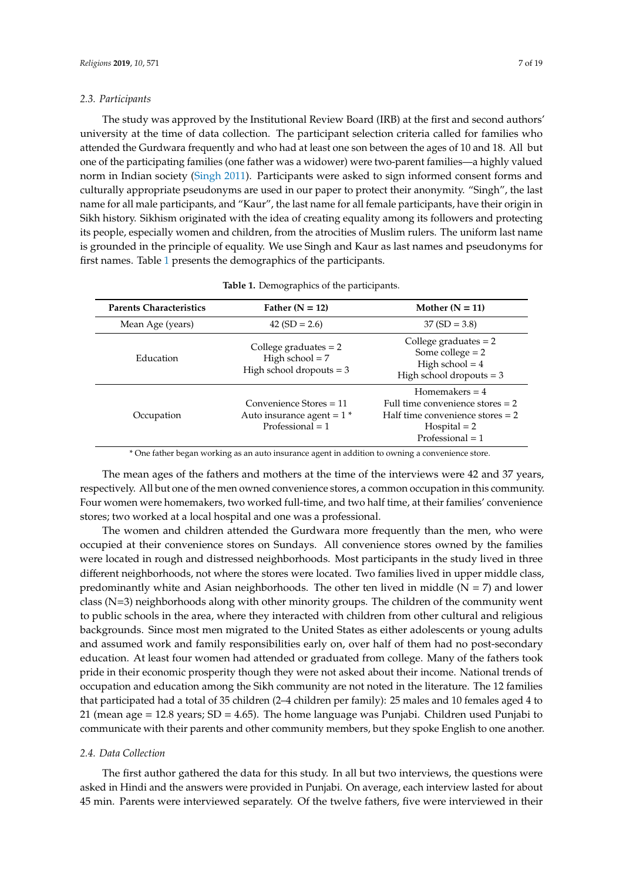### 2.3. Participants

The study was approved by the Institutional Review Board (IRB) at the first and second authors' university at the time of data collection. The participant selection criteria called for families who attended the Gurdwara frequently and who had at least one son between the ages of 10 and 18. All but one of the participating families (one father was a widower) were two-parent families—a highly valued norm in Indian society (Singh 2011). Participants were asked to sign informed consent forms and culturally appropriate pseudonyms are used in our paper to protect their anonymity. "Singh", the last name for all male participants, and "Kaur", the last name for all female participants, have their origin in Sikh history. Sikhism originated with the idea of creating equality among its followers and protecting its people, especially women and children, from the atrocities of Muslim rulers. The uniform last name is grounded in the principle of equality. We use Singh and Kaur as last names and pseudonyms for first names. Table 1 presents the demographics of the participants.

**Table 1.** Demographics of the participants.

| Parents Characteristics | Father (N = 12) | Mother (N = 11) |
|---|---|---|
| Mean Age (years) | 42 (SD = 2.6) | 37 (SD = 3.8) |
| Education | College graduates = 2<br>High school = 7<br>High school dropouts = 3 | College graduates = 2<br>Some college = 2<br>High school = 4<br>High school dropouts = 3 |
| Occupation | Convenience Stores = 11<br>Auto insurance agent = 1 *<br>Professional = 1 | Homemakers = 4<br>Full time convenience stores = 2<br>Half time convenience stores = 2<br>Hospital = 2<br>Professional = 1 |

\* One father began working as an auto insurance agent in addition to owning a convenience store.

The mean ages of the fathers and mothers at the time of the interviews were 42 and 37 years, respectively. All but one of the men owned convenience stores, a common occupation in this community. Four women were homemakers, two worked full-time, and two half time, at their families' convenience stores; two worked at a local hospital and one was a professional.

The women and children attended the Gurdwara more frequently than the men, who were occupied at their convenience stores on Sundays. All convenience stores owned by the families were located in rough and distressed neighborhoods. Most participants in the study lived in three different neighborhoods, not where the stores were located. Two families lived in upper middle class, predominantly white and Asian neighborhoods. The other ten lived in middle (N = 7) and lower class (N=3) neighborhoods along with other minority groups. The children of the community went to public schools in the area, where they interacted with children from other cultural and religious backgrounds. Since most men migrated to the United States as either adolescents or young adults and assumed work and family responsibilities early on, over half of them had no post-secondary education. At least four women had attended or graduated from college. Many of the fathers took pride in their economic prosperity though they were not asked about their income. National trends of occupation and education among the Sikh community are not noted in the literature. The 12 families that participated had a total of 35 children (2–4 children per family): 25 males and 10 females aged 4 to 21 (mean age = 12.8 years; SD = 4.65). The home language was Punjabi. Children used Punjabi to communicate with their parents and other community members, but they spoke English to one another.

### 2.4. Data Collection

The first author gathered the data for this study. In all but two interviews, the questions were asked in Hindi and the answers were provided in Punjabi. On average, each interview lasted for about 45 min. Parents were interviewed separately. Of the twelve fathers, five were interviewed in their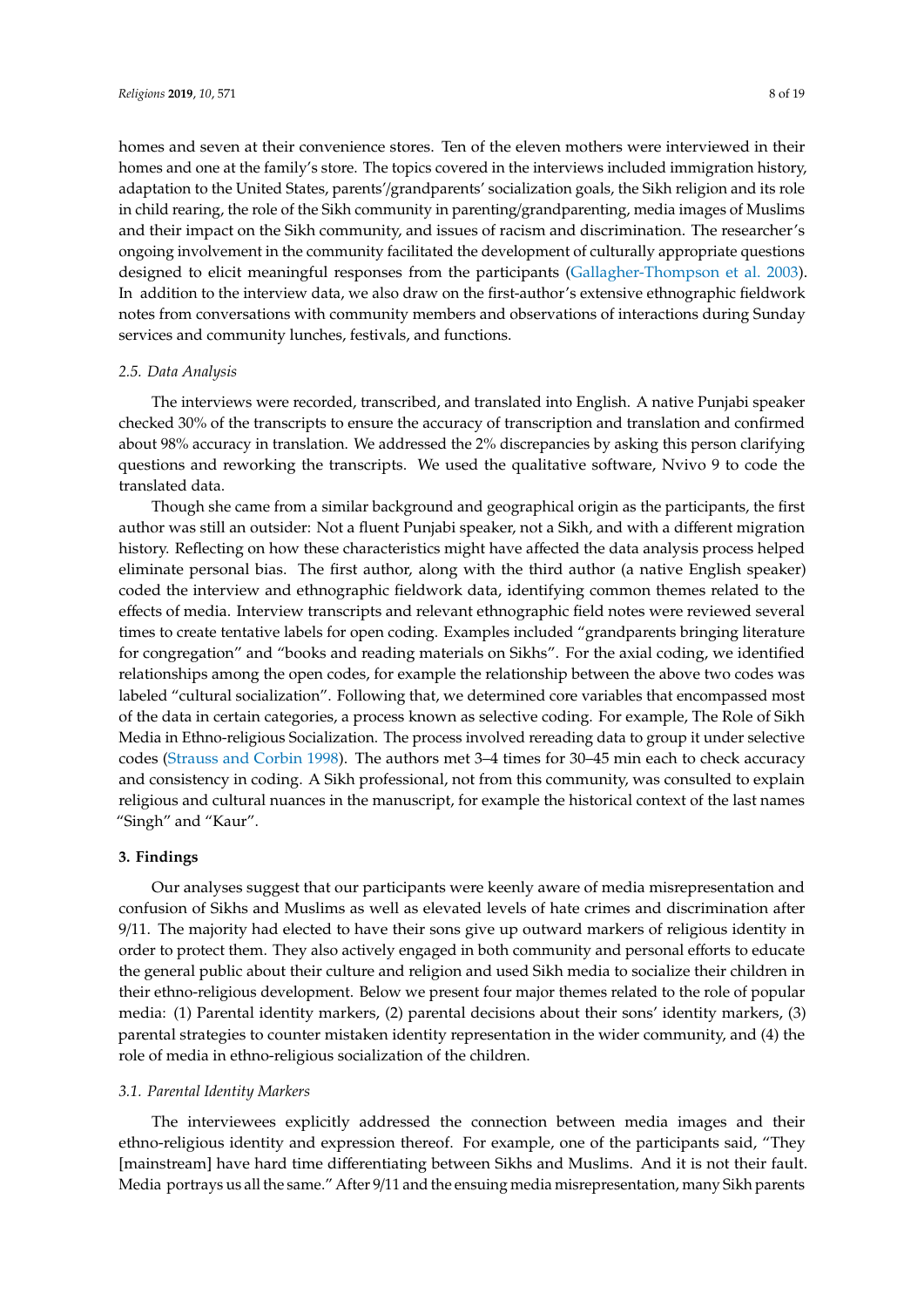homes and seven at their convenience stores. Ten of the eleven mothers were interviewed in their homes and one at the family's store. The topics covered in the interviews included immigration history, adaptation to the United States, parents'/grandparents' socialization goals, the Sikh religion and its role in child rearing, the role of the Sikh community in parenting/grandparenting, media images of Muslims and their impact on the Sikh community, and issues of racism and discrimination. The researcher's ongoing involvement in the community facilitated the development of culturally appropriate questions designed to elicit meaningful responses from the participants (Gallagher-Thompson et al. 2003). In addition to the interview data, we also draw on the first-author's extensive ethnographic fieldwork notes from conversations with community members and observations of interactions during Sunday services and community lunches, festivals, and functions.

### *2.5. Data Analysis*

The interviews were recorded, transcribed, and translated into English. A native Punjabi speaker checked 30% of the transcripts to ensure the accuracy of transcription and translation and confirmed about 98% accuracy in translation. We addressed the 2% discrepancies by asking this person clarifying questions and reworking the transcripts. We used the qualitative software, Nvivo 9 to code the translated data.

Though she came from a similar background and geographical origin as the participants, the first author was still an outsider: Not a fluent Punjabi speaker, not a Sikh, and with a different migration history. Reflecting on how these characteristics might have affected the data analysis process helped eliminate personal bias. The first author, along with the third author (a native English speaker) coded the interview and ethnographic fieldwork data, identifying common themes related to the effects of media. Interview transcripts and relevant ethnographic field notes were reviewed several times to create tentative labels for open coding. Examples included "grandparents bringing literature for congregation" and "books and reading materials on Sikhs". For the axial coding, we identified relationships among the open codes, for example the relationship between the above two codes was labeled "cultural socialization". Following that, we determined core variables that encompassed most of the data in certain categories, a process known as selective coding. For example, The Role of Sikh Media in Ethno-religious Socialization. The process involved rereading data to group it under selective codes (Strauss and Corbin 1998). The authors met 3–4 times for 30–45 min each to check accuracy and consistency in coding. A Sikh professional, not from this community, was consulted to explain religious and cultural nuances in the manuscript, for example the historical context of the last names "Singh" and "Kaur".

## **3. Findings**

Our analyses suggest that our participants were keenly aware of media misrepresentation and confusion of Sikhs and Muslims as well as elevated levels of hate crimes and discrimination after 9/11. The majority had elected to have their sons give up outward markers of religious identity in order to protect them. They also actively engaged in both community and personal efforts to educate the general public about their culture and religion and used Sikh media to socialize their children in their ethno-religious development. Below we present four major themes related to the role of popular media: (1) Parental identity markers, (2) parental decisions about their sons' identity markers, (3) parental strategies to counter mistaken identity representation in the wider community, and (4) the role of media in ethno-religious socialization of the children.

### *3.1. Parental Identity Markers*

The interviewees explicitly addressed the connection between media images and their ethno-religious identity and expression thereof. For example, one of the participants said, "They [mainstream] have hard time differentiating between Sikhs and Muslims. And it is not their fault. Media portrays us all the same." After 9/11 and the ensuing media misrepresentation, many Sikh parents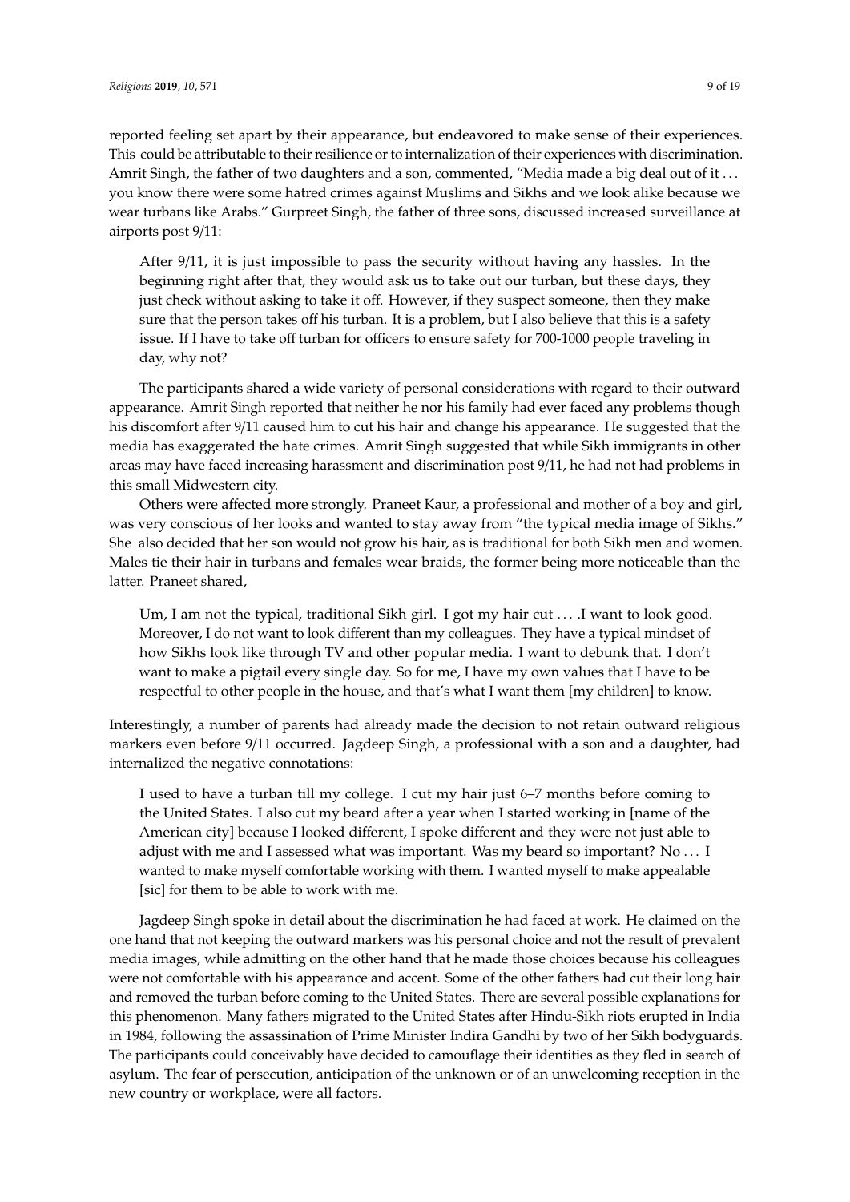reported feeling set apart by their appearance, but endeavored to make sense of their experiences. This could be attributable to their resilience or to internalization of their experiences with discrimination. Amrit Singh, the father of two daughters and a son, commented, "Media made a big deal out of it . . . you know there were some hatred crimes against Muslims and Sikhs and we look alike because we wear turbans like Arabs." Gurpreet Singh, the father of three sons, discussed increased surveillance at airports post 9/11:

> After 9/11, it is just impossible to pass the security without having any hassles. In the beginning right after that, they would ask us to take out our turban, but these days, they just check without asking to take it off. However, if they suspect someone, then they make sure that the person takes off his turban. It is a problem, but I also believe that this is a safety issue. If I have to take off turban for officers to ensure safety for 700-1000 people traveling in day, why not?

The participants shared a wide variety of personal considerations with regard to their outward appearance. Amrit Singh reported that neither he nor his family had ever faced any problems though his discomfort after 9/11 caused him to cut his hair and change his appearance. He suggested that the media has exaggerated the hate crimes. Amrit Singh suggested that while Sikh immigrants in other areas may have faced increasing harassment and discrimination post 9/11, he had not had problems in this small Midwestern city.

Others were affected more strongly. Praneet Kaur, a professional and mother of a boy and girl, was very conscious of her looks and wanted to stay away from "the typical media image of Sikhs." She also decided that her son would not grow his hair, as is traditional for both Sikh men and women. Males tie their hair in turbans and females wear braids, the former being more noticeable than the latter. Praneet shared,

> Um, I am not the typical, traditional Sikh girl. I got my hair cut . . . .I want to look good. Moreover, I do not want to look different than my colleagues. They have a typical mindset of how Sikhs look like through TV and other popular media. I want to debunk that. I don't want to make a pigtail every single day. So for me, I have my own values that I have to be respectful to other people in the house, and that's what I want them [my children] to know.

Interestingly, a number of parents had already made the decision to not retain outward religious markers even before 9/11 occurred. Jagdeep Singh, a professional with a son and a daughter, had internalized the negative connotations:

> I used to have a turban till my college. I cut my hair just 6–7 months before coming to the United States. I also cut my beard after a year when I started working in [name of the American city] because I looked different, I spoke different and they were not just able to adjust with me and I assessed what was important. Was my beard so important? No . . . I wanted to make myself comfortable working with them. I wanted myself to make appealable [sic] for them to be able to work with me.

Jagdeep Singh spoke in detail about the discrimination he had faced at work. He claimed on the one hand that not keeping the outward markers was his personal choice and not the result of prevalent media images, while admitting on the other hand that he made those choices because his colleagues were not comfortable with his appearance and accent. Some of the other fathers had cut their long hair and removed the turban before coming to the United States. There are several possible explanations for this phenomenon. Many fathers migrated to the United States after Hindu-Sikh riots erupted in India in 1984, following the assassination of Prime Minister Indira Gandhi by two of her Sikh bodyguards. The participants could conceivably have decided to camouflage their identities as they fled in search of asylum. The fear of persecution, anticipation of the unknown or of an unwelcoming reception in the new country or workplace, were all factors.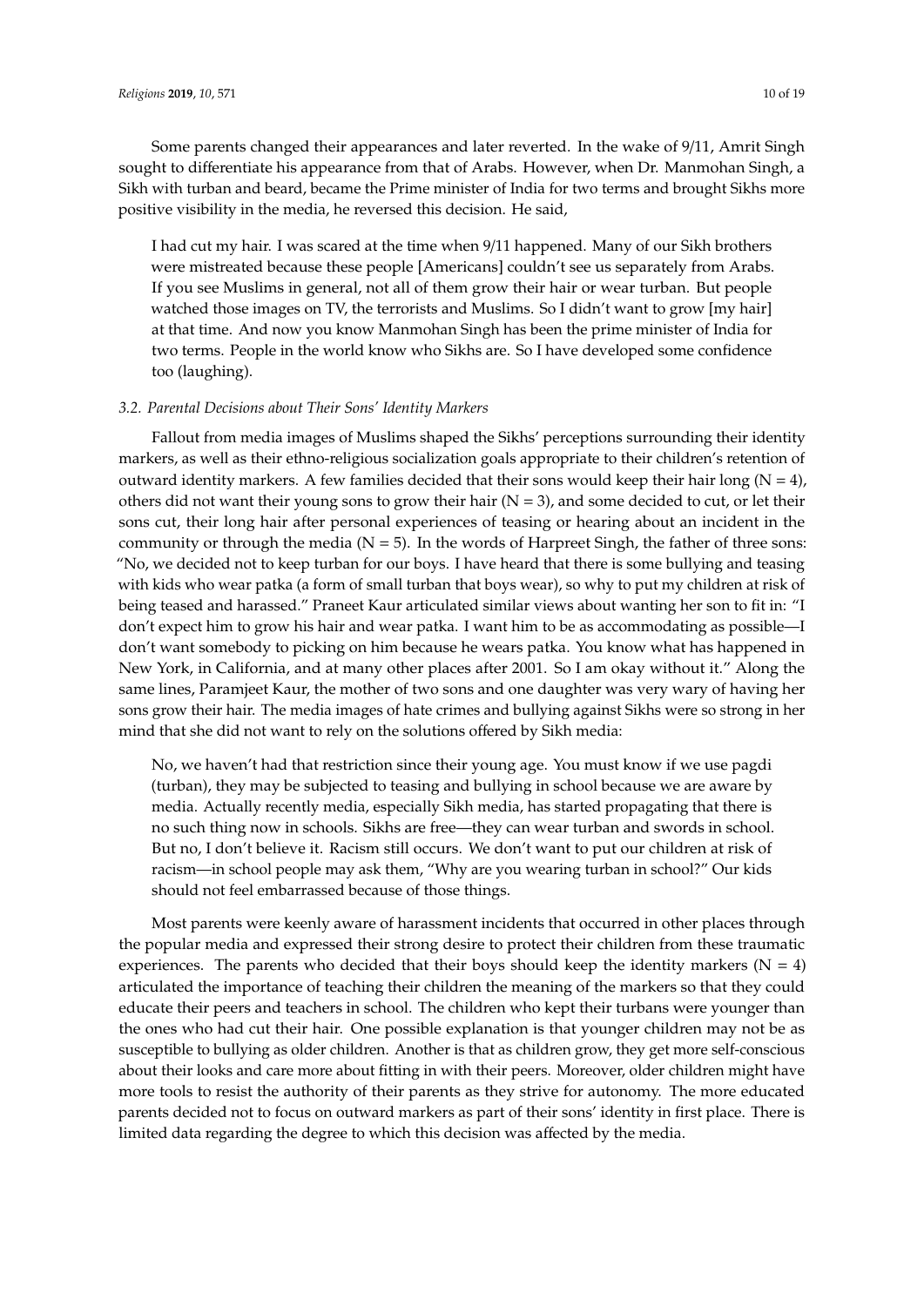Some parents changed their appearances and later reverted. In the wake of 9/11, Amrit Singh sought to differentiate his appearance from that of Arabs. However, when Dr. Manmohan Singh, a Sikh with turban and beard, became the Prime minister of India for two terms and brought Sikhs more positive visibility in the media, he reversed this decision. He said,

> I had cut my hair. I was scared at the time when 9/11 happened. Many of our Sikh brothers were mistreated because these people [Americans] couldn't see us separately from Arabs. If you see Muslims in general, not all of them grow their hair or wear turban. But people watched those images on TV, the terrorists and Muslims. So I didn't want to grow [my hair] at that time. And now you know Manmohan Singh has been the prime minister of India for two terms. People in the world know who Sikhs are. So I have developed some confidence too (laughing).

### *3.2. Parental Decisions about Their Sons' Identity Markers*

Fallout from media images of Muslims shaped the Sikhs' perceptions surrounding their identity markers, as well as their ethno-religious socialization goals appropriate to their children's retention of outward identity markers. A few families decided that their sons would keep their hair long (N = 4), others did not want their young sons to grow their hair (N = 3), and some decided to cut, or let their sons cut, their long hair after personal experiences of teasing or hearing about an incident in the community or through the media (N = 5). In the words of Harpreet Singh, the father of three sons: "No, we decided not to keep turban for our boys. I have heard that there is some bullying and teasing with kids who wear patka (a form of small turban that boys wear), so why to put my children at risk of being teased and harassed." Praneet Kaur articulated similar views about wanting her son to fit in: "I don't expect him to grow his hair and wear patka. I want him to be as accommodating as possible—I don't want somebody to picking on him because he wears patka. You know what has happened in New York, in California, and at many other places after 2001. So I am okay without it." Along the same lines, Paramjeet Kaur, the mother of two sons and one daughter was very wary of having her sons grow their hair. The media images of hate crimes and bullying against Sikhs were so strong in her mind that she did not want to rely on the solutions offered by Sikh media:

> No, we haven't had that restriction since their young age. You must know if we use pagdi (turban), they may be subjected to teasing and bullying in school because we are aware by media. Actually recently media, especially Sikh media, has started propagating that there is no such thing now in schools. Sikhs are free—they can wear turban and swords in school. But no, I don't believe it. Racism still occurs. We don't want to put our children at risk of racism—in school people may ask them, "Why are you wearing turban in school?" Our kids should not feel embarrassed because of those things.

Most parents were keenly aware of harassment incidents that occurred in other places through the popular media and expressed their strong desire to protect their children from these traumatic experiences. The parents who decided that their boys should keep the identity markers (N = 4) articulated the importance of teaching their children the meaning of the markers so that they could educate their peers and teachers in school. The children who kept their turbans were younger than the ones who had cut their hair. One possible explanation is that younger children may not be as susceptible to bullying as older children. Another is that as children grow, they get more self-conscious about their looks and care more about fitting in with their peers. Moreover, older children might have more tools to resist the authority of their parents as they strive for autonomy. The more educated parents decided not to focus on outward markers as part of their sons' identity in first place. There is limited data regarding the degree to which this decision was affected by the media.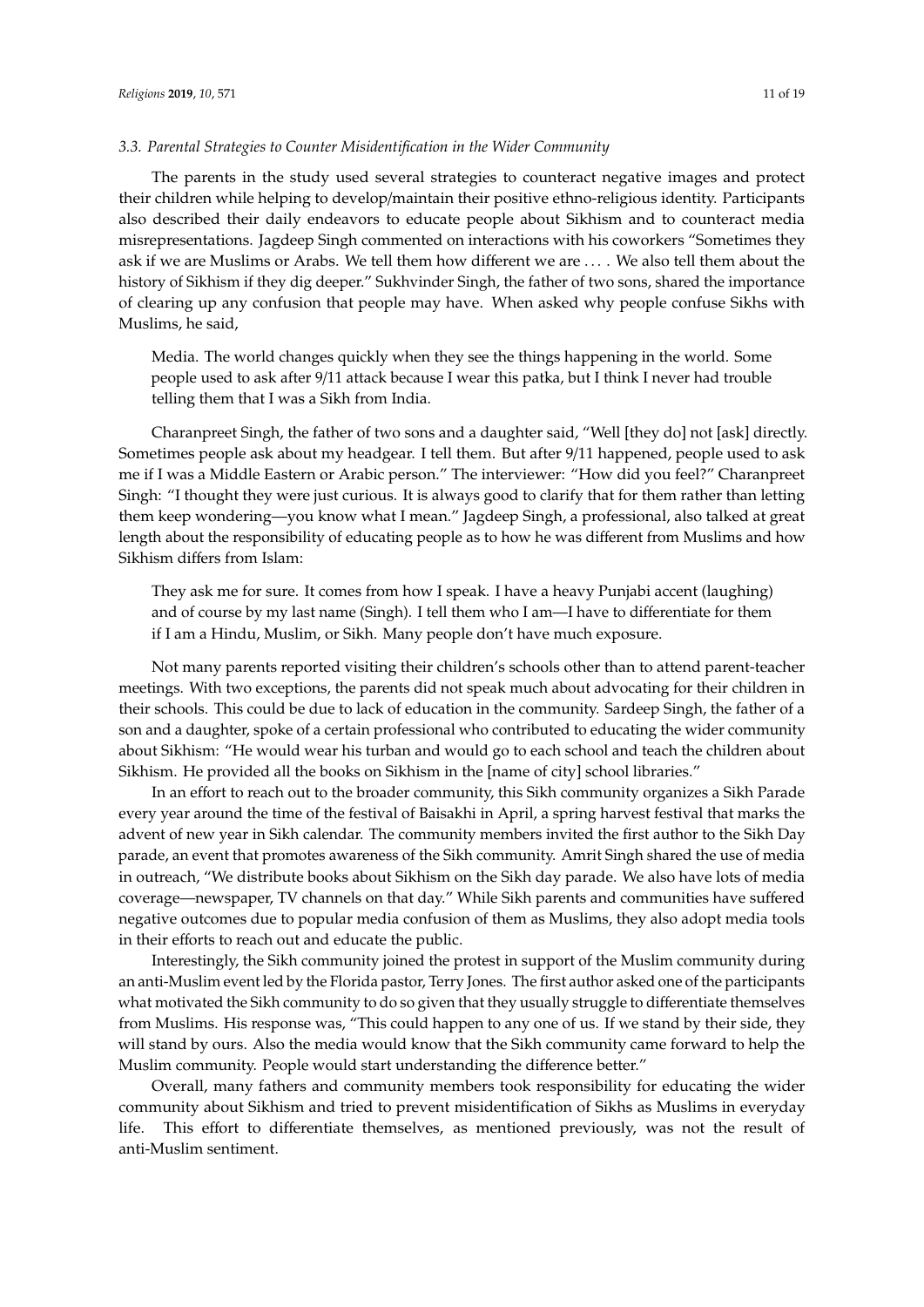### *3.3. Parental Strategies to Counter Misidentification in the Wider Community*

The parents in the study used several strategies to counteract negative images and protect their children while helping to develop/maintain their positive ethno-religious identity. Participants also described their daily endeavors to educate people about Sikhism and to counteract media misrepresentations. Jagdeep Singh commented on interactions with his coworkers "Sometimes they ask if we are Muslims or Arabs. We tell them how different we are . . . . We also tell them about the history of Sikhism if they dig deeper." Sukhvinder Singh, the father of two sons, shared the importance of clearing up any confusion that people may have. When asked why people confuse Sikhs with Muslims, he said,

> Media. The world changes quickly when they see the things happening in the world. Some people used to ask after 9/11 attack because I wear this patka, but I think I never had trouble telling them that I was a Sikh from India.

Charanpreet Singh, the father of two sons and a daughter said, "Well [they do] not [ask] directly. Sometimes people ask about my headgear. I tell them. But after 9/11 happened, people used to ask me if I was a Middle Eastern or Arabic person." The interviewer: "How did you feel?" Charanpreet Singh: "I thought they were just curious. It is always good to clarify that for them rather than letting them keep wondering—you know what I mean." Jagdeep Singh, a professional, also talked at great length about the responsibility of educating people as to how he was different from Muslims and how Sikhism differs from Islam:

> They ask me for sure. It comes from how I speak. I have a heavy Punjabi accent (laughing) and of course by my last name (Singh). I tell them who I am—I have to differentiate for them if I am a Hindu, Muslim, or Sikh. Many people don't have much exposure.

Not many parents reported visiting their children's schools other than to attend parent-teacher meetings. With two exceptions, the parents did not speak much about advocating for their children in their schools. This could be due to lack of education in the community. Sardeep Singh, the father of a son and a daughter, spoke of a certain professional who contributed to educating the wider community about Sikhism: "He would wear his turban and would go to each school and teach the children about Sikhism. He provided all the books on Sikhism in the [name of city] school libraries."

In an effort to reach out to the broader community, this Sikh community organizes a Sikh Parade every year around the time of the festival of Baisakhi in April, a spring harvest festival that marks the advent of new year in Sikh calendar. The community members invited the first author to the Sikh Day parade, an event that promotes awareness of the Sikh community. Amrit Singh shared the use of media in outreach, "We distribute books about Sikhism on the Sikh day parade. We also have lots of media coverage—newspaper, TV channels on that day." While Sikh parents and communities have suffered negative outcomes due to popular media confusion of them as Muslims, they also adopt media tools in their efforts to reach out and educate the public.

Interestingly, the Sikh community joined the protest in support of the Muslim community during an anti-Muslim event led by the Florida pastor, Terry Jones. The first author asked one of the participants what motivated the Sikh community to do so given that they usually struggle to differentiate themselves from Muslims. His response was, "This could happen to any one of us. If we stand by their side, they will stand by ours. Also the media would know that the Sikh community came forward to help the Muslim community. People would start understanding the difference better."

Overall, many fathers and community members took responsibility for educating the wider community about Sikhism and tried to prevent misidentification of Sikhs as Muslims in everyday life. This effort to differentiate themselves, as mentioned previously, was not the result of anti-Muslim sentiment.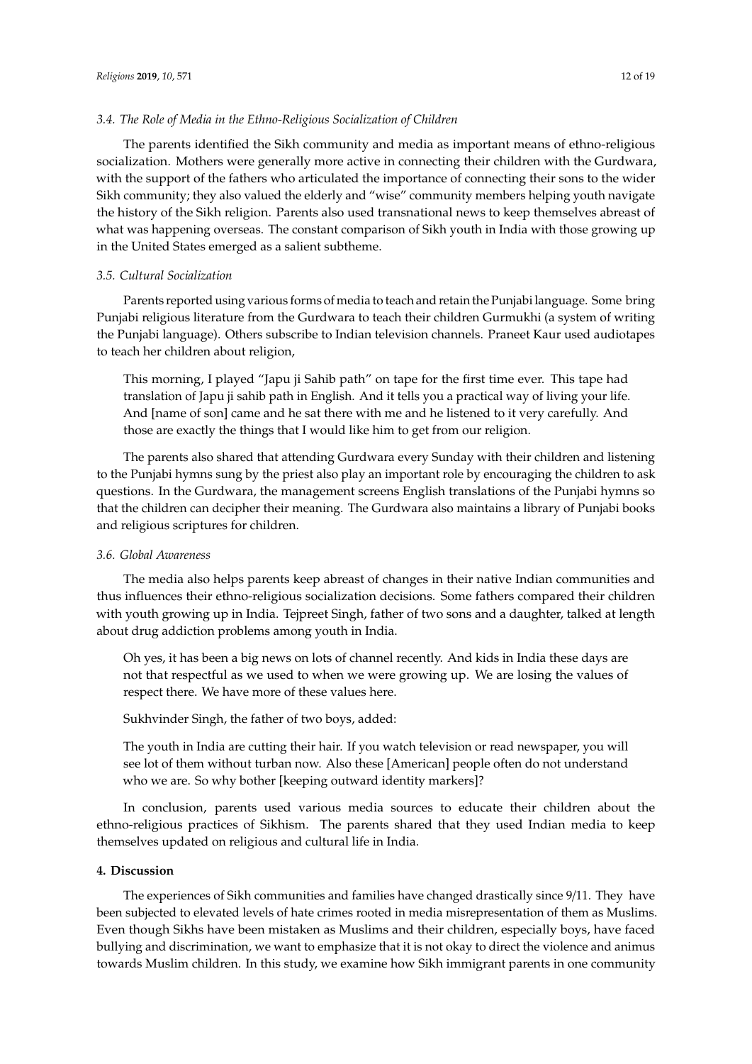### *3.4. The Role of Media in the Ethno-Religious Socialization of Children*

The parents identified the Sikh community and media as important means of ethno-religious socialization. Mothers were generally more active in connecting their children with the Gurdwara, with the support of the fathers who articulated the importance of connecting their sons to the wider Sikh community; they also valued the elderly and "wise" community members helping youth navigate the history of the Sikh religion. Parents also used transnational news to keep themselves abreast of what was happening overseas. The constant comparison of Sikh youth in India with those growing up in the United States emerged as a salient subtheme.

### *3.5. Cultural Socialization*

Parents reported using various forms of media to teach and retain the Punjabi language. Some bring Punjabi religious literature from the Gurdwara to teach their children Gurmukhi (a system of writing the Punjabi language). Others subscribe to Indian television channels. Praneet Kaur used audiotapes to teach her children about religion,

> This morning, I played "Japu ji Sahib path" on tape for the first time ever. This tape had translation of Japu ji sahib path in English. And it tells you a practical way of living your life. And [name of son] came and he sat there with me and he listened to it very carefully. And those are exactly the things that I would like him to get from our religion.

The parents also shared that attending Gurdwara every Sunday with their children and listening to the Punjabi hymns sung by the priest also play an important role by encouraging the children to ask questions. In the Gurdwara, the management screens English translations of the Punjabi hymns so that the children can decipher their meaning. The Gurdwara also maintains a library of Punjabi books and religious scriptures for children.

### *3.6. Global Awareness*

The media also helps parents keep abreast of changes in their native Indian communities and thus influences their ethno-religious socialization decisions. Some fathers compared their children with youth growing up in India. Tejpreet Singh, father of two sons and a daughter, talked at length about drug addiction problems among youth in India.

> Oh yes, it has been a big news on lots of channel recently. And kids in India these days are not that respectful as we used to when we were growing up. We are losing the values of respect there. We have more of these values here.
>
> Sukhvinder Singh, the father of two boys, added:
>
> The youth in India are cutting their hair. If you watch television or read newspaper, you will see lot of them without turban now. Also these [American] people often do not understand who we are. So why bother [keeping outward identity markers]?

In conclusion, parents used various media sources to educate their children about the ethno-religious practices of Sikhism. The parents shared that they used Indian media to keep themselves updated on religious and cultural life in India.

## **4. Discussion**

The experiences of Sikh communities and families have changed drastically since 9/11. They have been subjected to elevated levels of hate crimes rooted in media misrepresentation of them as Muslims. Even though Sikhs have been mistaken as Muslims and their children, especially boys, have faced bullying and discrimination, we want to emphasize that it is not okay to direct the violence and animus towards Muslim children. In this study, we examine how Sikh immigrant parents in one community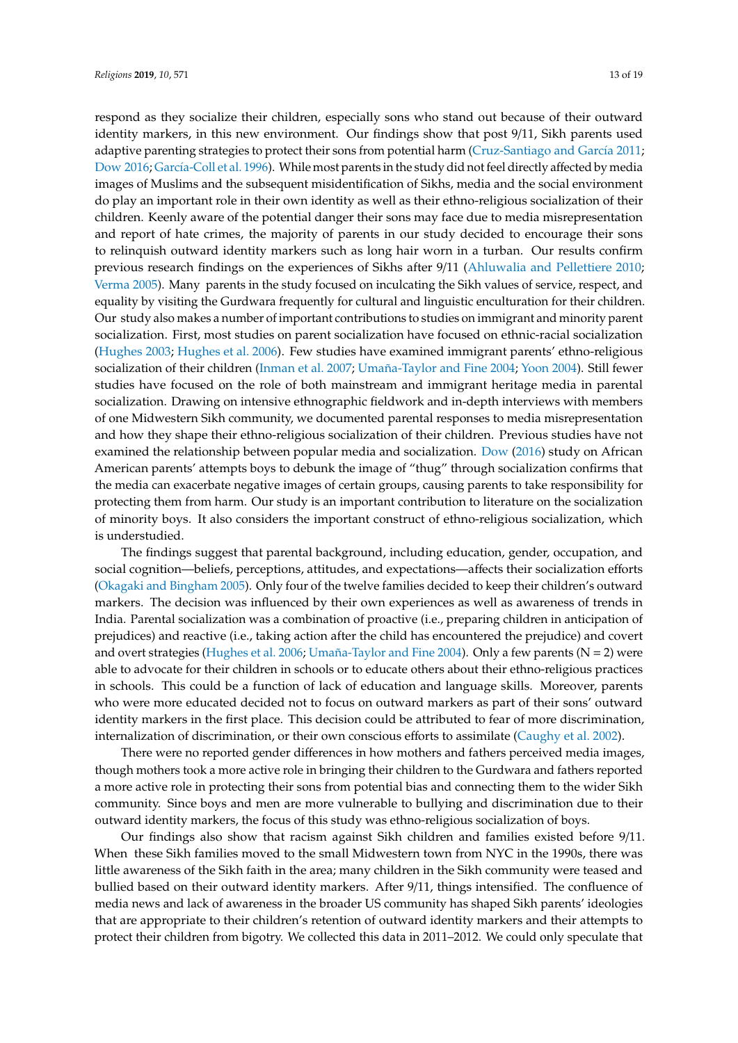respond as they socialize their children, especially sons who stand out because of their outward identity markers, in this new environment. Our findings show that post 9/11, Sikh parents used adaptive parenting strategies to protect their sons from potential harm (Cruz-Santiago and García 2011; Dow 2016; García-Coll et al. 1996). While most parents in the study did not feel directly affected by media images of Muslims and the subsequent misidentification of Sikhs, media and the social environment do play an important role in their own identity as well as their ethno-religious socialization of their children. Keenly aware of the potential danger their sons may face due to media misrepresentation and report of hate crimes, the majority of parents in our study decided to encourage their sons to relinquish outward identity markers such as long hair worn in a turban. Our results confirm previous research findings on the experiences of Sikhs after 9/11 (Ahluwalia and Pellettiere 2010; Verma 2005). Many parents in the study focused on inculcating the Sikh values of service, respect, and equality by visiting the Gurdwara frequently for cultural and linguistic enculturation for their children. Our study also makes a number of important contributions to studies on immigrant and minority parent socialization. First, most studies on parent socialization have focused on ethnic-racial socialization (Hughes 2003; Hughes et al. 2006). Few studies have examined immigrant parents' ethno-religious socialization of their children (Inman et al. 2007; Umaña-Taylor and Fine 2004; Yoon 2004). Still fewer studies have focused on the role of both mainstream and immigrant heritage media in parental socialization. Drawing on intensive ethnographic fieldwork and in-depth interviews with members of one Midwestern Sikh community, we documented parental responses to media misrepresentation and how they shape their ethno-religious socialization of their children. Previous studies have not examined the relationship between popular media and socialization. Dow (2016) study on African American parents' attempts boys to debunk the image of "thug" through socialization confirms that the media can exacerbate negative images of certain groups, causing parents to take responsibility for protecting them from harm. Our study is an important contribution to literature on the socialization of minority boys. It also considers the important construct of ethno-religious socialization, which is understudied.

The findings suggest that parental background, including education, gender, occupation, and social cognition—beliefs, perceptions, attitudes, and expectations—affects their socialization efforts (Okagaki and Bingham 2005). Only four of the twelve families decided to keep their children's outward markers. The decision was influenced by their own experiences as well as awareness of trends in India. Parental socialization was a combination of proactive (i.e., preparing children in anticipation of prejudices) and reactive (i.e., taking action after the child has encountered the prejudice) and covert and overt strategies (Hughes et al. 2006; Umaña-Taylor and Fine 2004). Only a few parents (N = 2) were able to advocate for their children in schools or to educate others about their ethno-religious practices in schools. This could be a function of lack of education and language skills. Moreover, parents who were more educated decided not to focus on outward markers as part of their sons' outward identity markers in the first place. This decision could be attributed to fear of more discrimination, internalization of discrimination, or their own conscious efforts to assimilate (Caughy et al. 2002).

There were no reported gender differences in how mothers and fathers perceived media images, though mothers took a more active role in bringing their children to the Gurdwara and fathers reported a more active role in protecting their sons from potential bias and connecting them to the wider Sikh community. Since boys and men are more vulnerable to bullying and discrimination due to their outward identity markers, the focus of this study was ethno-religious socialization of boys.

Our findings also show that racism against Sikh children and families existed before 9/11. When these Sikh families moved to the small Midwestern town from NYC in the 1990s, there was little awareness of the Sikh faith in the area; many children in the Sikh community were teased and bullied based on their outward identity markers. After 9/11, things intensified. The confluence of media news and lack of awareness in the broader US community has shaped Sikh parents' ideologies that are appropriate to their children's retention of outward identity markers and their attempts to protect their children from bigotry. We collected this data in 2011–2012. We could only speculate that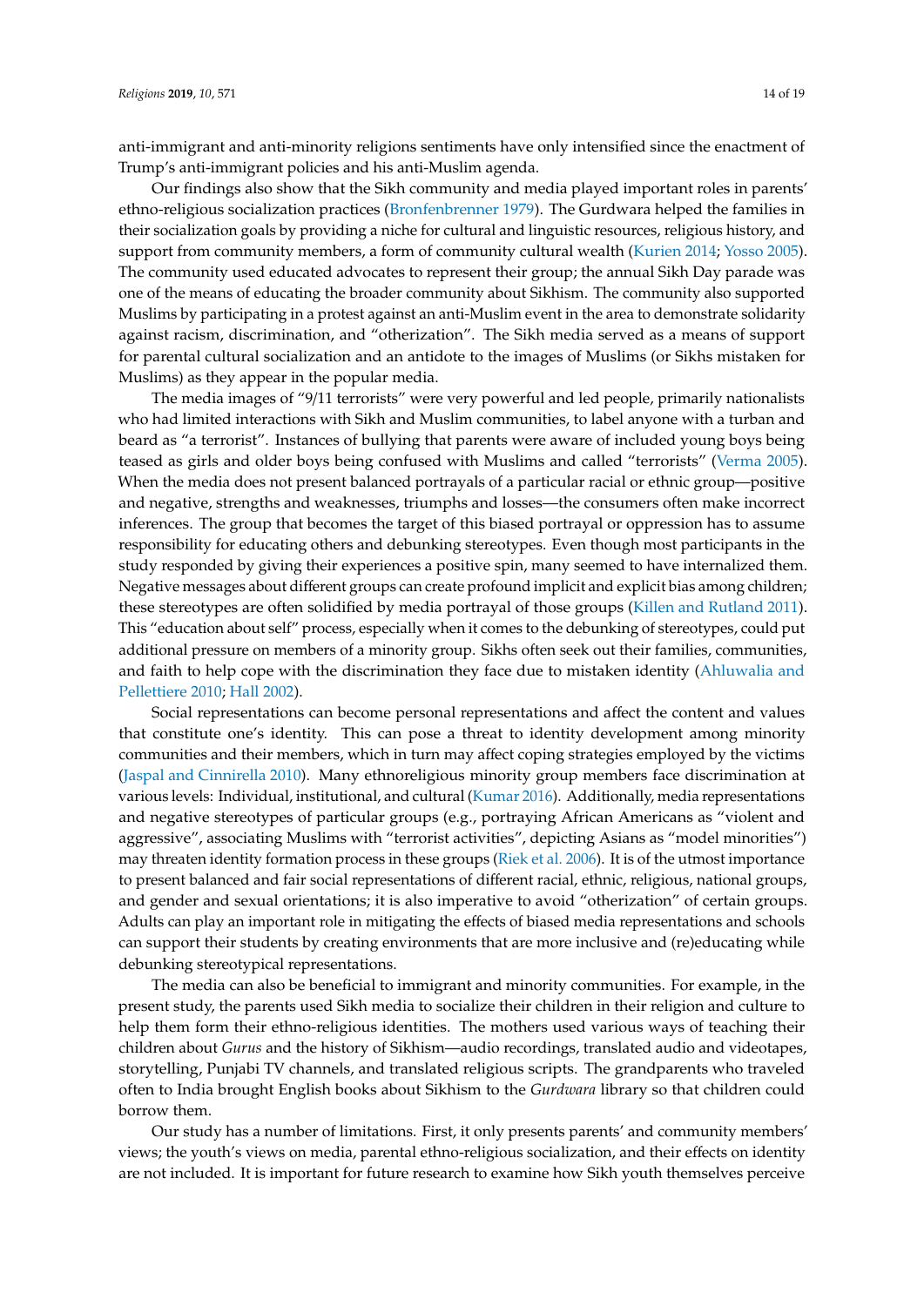anti-immigrant and anti-minority religions sentiments have only intensified since the enactment of Trump's anti-immigrant policies and his anti-Muslim agenda.

Our findings also show that the Sikh community and media played important roles in parents' ethno-religious socialization practices (Bronfenbrenner 1979). The Gurdwara helped the families in their socialization goals by providing a niche for cultural and linguistic resources, religious history, and support from community members, a form of community cultural wealth (Kurien 2014; Yosso 2005). The community used educated advocates to represent their group; the annual Sikh Day parade was one of the means of educating the broader community about Sikhism. The community also supported Muslims by participating in a protest against an anti-Muslim event in the area to demonstrate solidarity against racism, discrimination, and "otherization". The Sikh media served as a means of support for parental cultural socialization and an antidote to the images of Muslims (or Sikhs mistaken for Muslims) as they appear in the popular media.

The media images of "9/11 terrorists" were very powerful and led people, primarily nationalists who had limited interactions with Sikh and Muslim communities, to label anyone with a turban and beard as "a terrorist". Instances of bullying that parents were aware of included young boys being teased as girls and older boys being confused with Muslims and called "terrorists" (Verma 2005). When the media does not present balanced portrayals of a particular racial or ethnic group—positive and negative, strengths and weaknesses, triumphs and losses—the consumers often make incorrect inferences. The group that becomes the target of this biased portrayal or oppression has to assume responsibility for educating others and debunking stereotypes. Even though most participants in the study responded by giving their experiences a positive spin, many seemed to have internalized them. Negative messages about different groups can create profound implicit and explicit bias among children; these stereotypes are often solidified by media portrayal of those groups (Killen and Rutland 2011). This "education about self" process, especially when it comes to the debunking of stereotypes, could put additional pressure on members of a minority group. Sikhs often seek out their families, communities, and faith to help cope with the discrimination they face due to mistaken identity (Ahluwalia and Pellettiere 2010; Hall 2002).

Social representations can become personal representations and affect the content and values that constitute one's identity. This can pose a threat to identity development among minority communities and their members, which in turn may affect coping strategies employed by the victims (Jaspal and Cinnirella 2010). Many ethnoreligious minority group members face discrimination at various levels: Individual, institutional, and cultural (Kumar 2016). Additionally, media representations and negative stereotypes of particular groups (e.g., portraying African Americans as "violent and aggressive", associating Muslims with "terrorist activities", depicting Asians as "model minorities") may threaten identity formation process in these groups (Riek et al. 2006). It is of the utmost importance to present balanced and fair social representations of different racial, ethnic, religious, national groups, and gender and sexual orientations; it is also imperative to avoid "otherization" of certain groups. Adults can play an important role in mitigating the effects of biased media representations and schools can support their students by creating environments that are more inclusive and (re)educating while debunking stereotypical representations.

The media can also be beneficial to immigrant and minority communities. For example, in the present study, the parents used Sikh media to socialize their children in their religion and culture to help them form their ethno-religious identities. The mothers used various ways of teaching their children about *Gurus* and the history of Sikhism—audio recordings, translated audio and videotapes, storytelling, Punjabi TV channels, and translated religious scripts. The grandparents who traveled often to India brought English books about Sikhism to the *Gurdwara* library so that children could borrow them.

Our study has a number of limitations. First, it only presents parents' and community members' views; the youth's views on media, parental ethno-religious socialization, and their effects on identity are not included. It is important for future research to examine how Sikh youth themselves perceive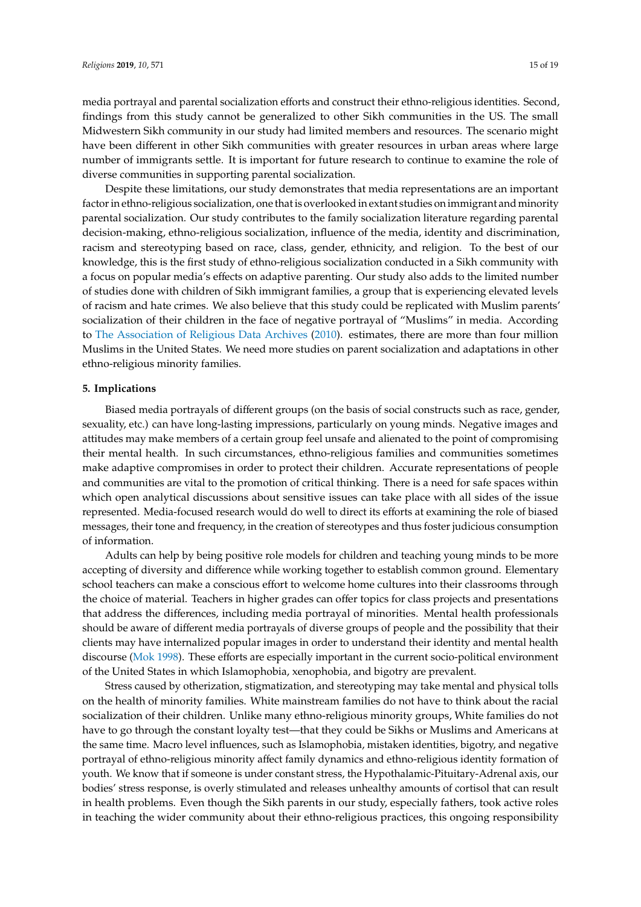media portrayal and parental socialization efforts and construct their ethno-religious identities. Second, findings from this study cannot be generalized to other Sikh communities in the US. The small Midwestern Sikh community in our study had limited members and resources. The scenario might have been different in other Sikh communities with greater resources in urban areas where large number of immigrants settle. It is important for future research to continue to examine the role of diverse communities in supporting parental socialization.

Despite these limitations, our study demonstrates that media representations are an important factor in ethno-religious socialization, one that is overlooked in extant studies on immigrant and minority parental socialization. Our study contributes to the family socialization literature regarding parental decision-making, ethno-religious socialization, influence of the media, identity and discrimination, racism and stereotyping based on race, class, gender, ethnicity, and religion. To the best of our knowledge, this is the first study of ethno-religious socialization conducted in a Sikh community with a focus on popular media's effects on adaptive parenting. Our study also adds to the limited number of studies done with children of Sikh immigrant families, a group that is experiencing elevated levels of racism and hate crimes. We also believe that this study could be replicated with Muslim parents' socialization of their children in the face of negative portrayal of "Muslims" in media. According to The Association of Religious Data Archives (2010). estimates, there are more than four million Muslims in the United States. We need more studies on parent socialization and adaptations in other ethno-religious minority families.

## 5. Implications

Biased media portrayals of different groups (on the basis of social constructs such as race, gender, sexuality, etc.) can have long-lasting impressions, particularly on young minds. Negative images and attitudes may make members of a certain group feel unsafe and alienated to the point of compromising their mental health. In such circumstances, ethno-religious families and communities sometimes make adaptive compromises in order to protect their children. Accurate representations of people and communities are vital to the promotion of critical thinking. There is a need for safe spaces within which open analytical discussions about sensitive issues can take place with all sides of the issue represented. Media-focused research would do well to direct its efforts at examining the role of biased messages, their tone and frequency, in the creation of stereotypes and thus foster judicious consumption of information.

Adults can help by being positive role models for children and teaching young minds to be more accepting of diversity and difference while working together to establish common ground. Elementary school teachers can make a conscious effort to welcome home cultures into their classrooms through the choice of material. Teachers in higher grades can offer topics for class projects and presentations that address the differences, including media portrayal of minorities. Mental health professionals should be aware of different media portrayals of diverse groups of people and the possibility that their clients may have internalized popular images in order to understand their identity and mental health discourse (Mok 1998). These efforts are especially important in the current socio-political environment of the United States in which Islamophobia, xenophobia, and bigotry are prevalent.

Stress caused by otherization, stigmatization, and stereotyping may take mental and physical tolls on the health of minority families. White mainstream families do not have to think about the racial socialization of their children. Unlike many ethno-religious minority groups, White families do not have to go through the constant loyalty test—that they could be Sikhs or Muslims and Americans at the same time. Macro level influences, such as Islamophobia, mistaken identities, bigotry, and negative portrayal of ethno-religious minority affect family dynamics and ethno-religious identity formation of youth. We know that if someone is under constant stress, the Hypothalamic-Pituitary-Adrenal axis, our bodies' stress response, is overly stimulated and releases unhealthy amounts of cortisol that can result in health problems. Even though the Sikh parents in our study, especially fathers, took active roles in teaching the wider community about their ethno-religious practices, this ongoing responsibility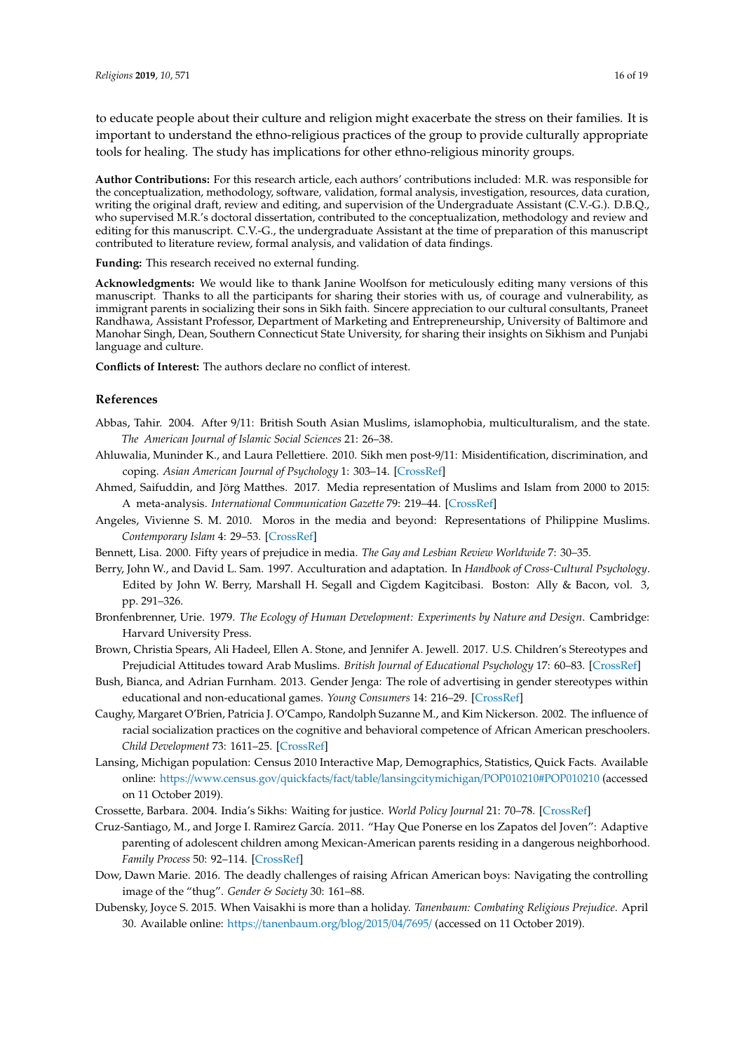to educate people about their culture and religion might exacerbate the stress on their families. It is important to understand the ethno-religious practices of the group to provide culturally appropriate tools for healing. The study has implications for other ethno-religious minority groups.

**Author Contributions:** For this research article, each authors' contributions included: M.R. was responsible for the conceptualization, methodology, software, validation, formal analysis, investigation, resources, data curation, writing the original draft, review and editing, and supervision of the Undergraduate Assistant (C.V.-G.). D.B.Q., who supervised M.R.'s doctoral dissertation, contributed to the conceptualization, methodology and review and editing for this manuscript. C.V.-G., the undergraduate Assistant at the time of preparation of this manuscript contributed to literature review, formal analysis, and validation of data findings.

**Funding:** This research received no external funding.

**Acknowledgments:** We would like to thank Janine Woolfson for meticulously editing many versions of this manuscript. Thanks to all the participants for sharing their stories with us, of courage and vulnerability, as immigrant parents in socializing their sons in Sikh faith. Sincere appreciation to our cultural consultants, Praneet Randhawa, Assistant Professor, Department of Marketing and Entrepreneurship, University of Baltimore and Manohar Singh, Dean, Southern Connecticut State University, for sharing their insights on Sikhism and Punjabi language and culture.

**Conflicts of Interest:** The authors declare no conflict of interest.

## References

Abbas, Tahir. 2004. After 9/11: British South Asian Muslims, islamophobia, multiculturalism, and the state. *The American Journal of Islamic Social Sciences* 21: 26–38.

Ahluwalia, Muninder K., and Laura Pellettiere. 2010. Sikh men post-9/11: Misidentification, discrimination, and coping. *Asian American Journal of Psychology* 1: 303–14. [CrossRef]

Ahmed, Saifuddin, and Jörg Matthes. 2017. Media representation of Muslims and Islam from 2000 to 2015: A meta-analysis. *International Communication Gazette* 79: 219–44. [CrossRef]

Angeles, Vivienne S. M. 2010. Moros in the media and beyond: Representations of Philippine Muslims. *Contemporary Islam* 4: 29–53. [CrossRef]

Bennett, Lisa. 2000. Fifty years of prejudice in media. *The Gay and Lesbian Review Worldwide* 7: 30–35.

Berry, John W., and David L. Sam. 1997. Acculturation and adaptation. In *Handbook of Cross-Cultural Psychology*. Edited by John W. Berry, Marshall H. Segall and Cigdem Kagitcibasi. Boston: Ally & Bacon, vol. 3, pp. 291–326.

Bronfenbrenner, Urie. 1979. *The Ecology of Human Development: Experiments by Nature and Design*. Cambridge: Harvard University Press.

Brown, Christia Spears, Ali Hadeel, Ellen A. Stone, and Jennifer A. Jewell. 2017. U.S. Children's Stereotypes and Prejudicial Attitudes toward Arab Muslims. *British Journal of Educational Psychology* 17: 60–83. [CrossRef]

Bush, Bianca, and Adrian Furnham. 2013. Gender Jenga: The role of advertising in gender stereotypes within educational and non-educational games. *Young Consumers* 14: 216–29. [CrossRef]

Caughy, Margaret O'Brien, Patricia J. O'Campo, Randolph Suzanne M., and Kim Nickerson. 2002. The influence of racial socialization practices on the cognitive and behavioral competence of African American preschoolers. *Child Development* 73: 1611–25. [CrossRef]

Lansing, Michigan population: Census 2010 Interactive Map, Demographics, Statistics, Quick Facts. Available online: https://www.census.gov/quickfacts/fact/table/lansingcitymichigan/POP010210#POP010210 (accessed on 11 October 2019).

Crossette, Barbara. 2004. India's Sikhs: Waiting for justice. *World Policy Journal* 21: 70–78. [CrossRef]

Cruz-Santiago, M., and Jorge I. Ramirez García. 2011. "Hay Que Ponerse en los Zapatos del Joven": Adaptive parenting of adolescent children among Mexican-American parents residing in a dangerous neighborhood. *Family Process* 50: 92–114. [CrossRef]

Dow, Dawn Marie. 2016. The deadly challenges of raising African American boys: Navigating the controlling image of the "thug". *Gender & Society* 30: 161–88.

Dubensky, Joyce S. 2015. When Vaisakhi is more than a holiday. *Tanenbaum: Combating Religious Prejudice*. April 30. Available online: https://tanenbaum.org/blog/2015/04/7695/ (accessed on 11 October 2019).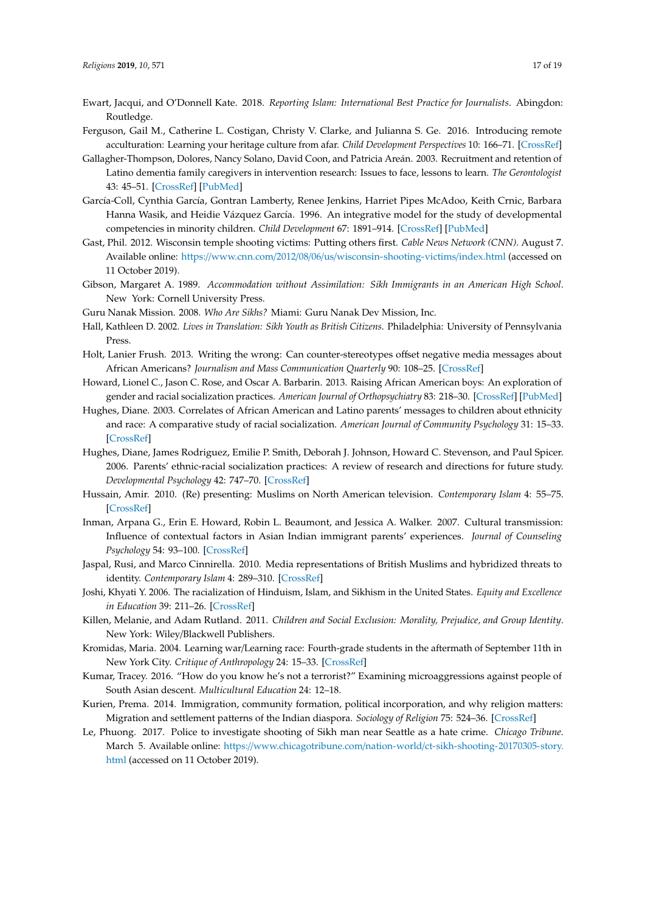Ewart, Jacqui, and O'Donnell Kate. 2018. *Reporting Islam: International Best Practice for Journalists*. Abingdon: Routledge.

Ferguson, Gail M., Catherine L. Costigan, Christy V. Clarke, and Julianna S. Ge. 2016. Introducing remote acculturation: Learning your heritage culture from afar. *Child Development Perspectives* 10: 166–71. [CrossRef]

Gallagher-Thompson, Dolores, Nancy Solano, David Coon, and Patricia Areán. 2003. Recruitment and retention of Latino dementia family caregivers in intervention research: Issues to face, lessons to learn. *The Gerontologist* 43: 45–51. [CrossRef] [PubMed]

García-Coll, Cynthia García, Gontran Lamberty, Renee Jenkins, Harriet Pipes McAdoo, Keith Crnic, Barbara Hanna Wasik, and Heidie Vázquez García. 1996. An integrative model for the study of developmental competencies in minority children. *Child Development* 67: 1891–914. [CrossRef] [PubMed]

Gast, Phil. 2012. Wisconsin temple shooting victims: Putting others first. *Cable News Network (CNN)*. August 7. Available online: https://www.cnn.com/2012/08/06/us/wisconsin-shooting-victims/index.html (accessed on 11 October 2019).

Gibson, Margaret A. 1989. *Accommodation without Assimilation: Sikh Immigrants in an American High School*. New York: Cornell University Press.

Guru Nanak Mission. 2008. *Who Are Sikhs?* Miami: Guru Nanak Dev Mission, Inc.

Hall, Kathleen D. 2002. *Lives in Translation: Sikh Youth as British Citizens*. Philadelphia: University of Pennsylvania Press.

Holt, Lanier Frush. 2013. Writing the wrong: Can counter-stereotypes offset negative media messages about African Americans? *Journalism and Mass Communication Quarterly* 90: 108–25. [CrossRef]

Howard, Lionel C., Jason C. Rose, and Oscar A. Barbarin. 2013. Raising African American boys: An exploration of gender and racial socialization practices. *American Journal of Orthopsychiatry* 83: 218–30. [CrossRef] [PubMed]

Hughes, Diane. 2003. Correlates of African American and Latino parents' messages to children about ethnicity and race: A comparative study of racial socialization. *American Journal of Community Psychology* 31: 15–33. [CrossRef]

Hughes, Diane, James Rodriguez, Emilie P. Smith, Deborah J. Johnson, Howard C. Stevenson, and Paul Spicer. 2006. Parents' ethnic-racial socialization practices: A review of research and directions for future study. *Developmental Psychology* 42: 747–70. [CrossRef]

Hussain, Amir. 2010. (Re) presenting: Muslims on North American television. *Contemporary Islam* 4: 55–75. [CrossRef]

Inman, Arpana G., Erin E. Howard, Robin L. Beaumont, and Jessica A. Walker. 2007. Cultural transmission: Influence of contextual factors in Asian Indian immigrant parents' experiences. *Journal of Counseling Psychology* 54: 93–100. [CrossRef]

Jaspal, Rusi, and Marco Cinnirella. 2010. Media representations of British Muslims and hybridized threats to identity. *Contemporary Islam* 4: 289–310. [CrossRef]

Joshi, Khyati Y. 2006. The racialization of Hinduism, Islam, and Sikhism in the United States. *Equity and Excellence in Education* 39: 211–26. [CrossRef]

Killen, Melanie, and Adam Rutland. 2011. *Children and Social Exclusion: Morality, Prejudice, and Group Identity*. New York: Wiley/Blackwell Publishers.

Kromidas, Maria. 2004. Learning war/Learning race: Fourth-grade students in the aftermath of September 11th in New York City. *Critique of Anthropology* 24: 15–33. [CrossRef]

Kumar, Tracey. 2016. "How do you know he's not a terrorist?" Examining microaggressions against people of South Asian descent. *Multicultural Education* 24: 12–18.

Kurien, Prema. 2014. Immigration, community formation, political incorporation, and why religion matters: Migration and settlement patterns of the Indian diaspora. *Sociology of Religion* 75: 524–36. [CrossRef]

Le, Phuong. 2017. Police to investigate shooting of Sikh man near Seattle as a hate crime. *Chicago Tribune*. March 5. Available online: https://www.chicagotribune.com/nation-world/ct-sikh-shooting-20170305-story.html (accessed on 11 October 2019).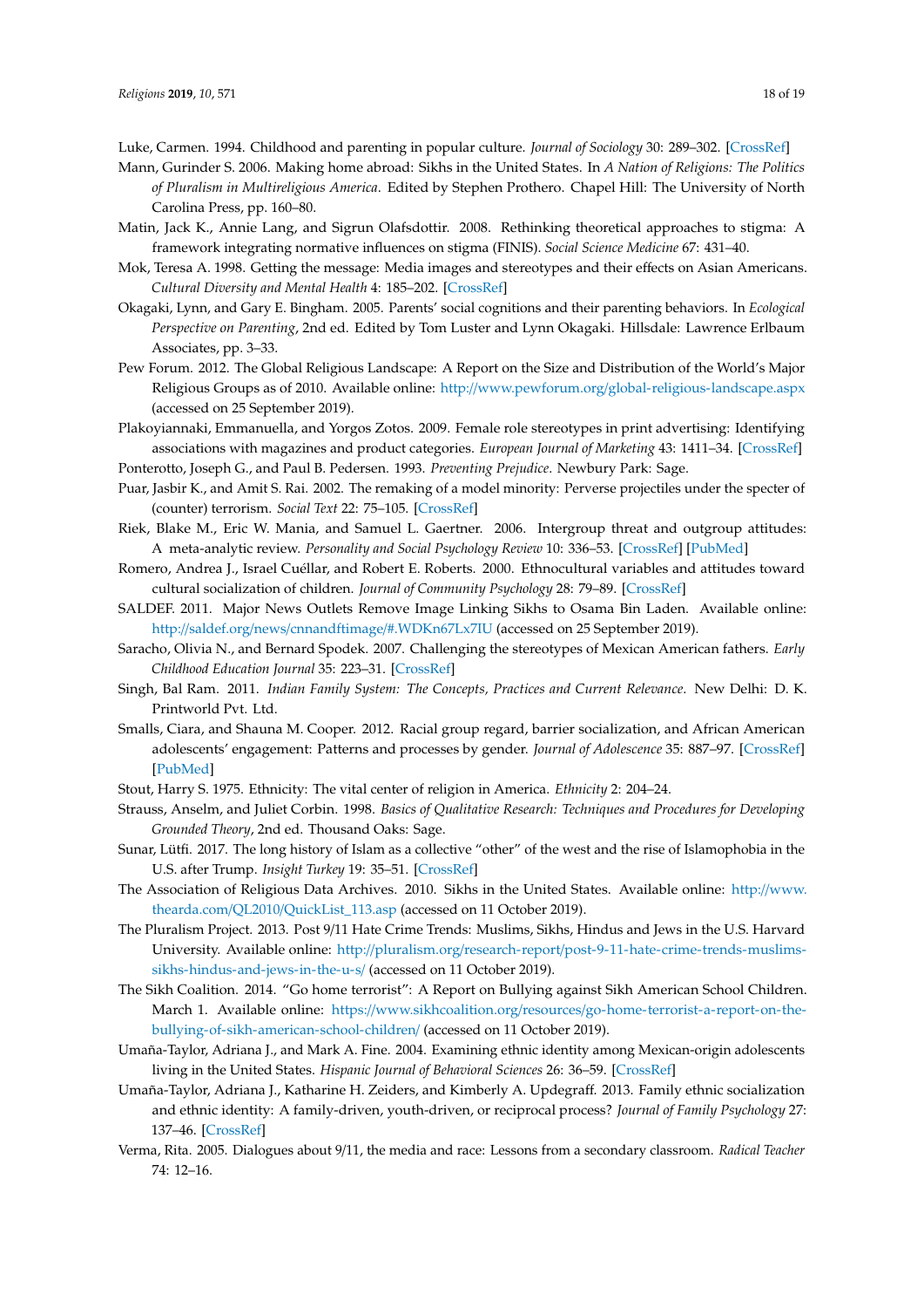Luke, Carmen. 1994. Childhood and parenting in popular culture. *Journal of Sociology* 30: 289–302. [CrossRef]

Mann, Gurinder S. 2006. Making home abroad: Sikhs in the United States. In *A Nation of Religions: The Politics of Pluralism in Multireligious America*. Edited by Stephen Prothero. Chapel Hill: The University of North Carolina Press, pp. 160–80.

Matin, Jack K., Annie Lang, and Sigrun Olafsdottir. 2008. Rethinking theoretical approaches to stigma: A framework integrating normative influences on stigma (FINIS). *Social Science Medicine* 67: 431–40.

Mok, Teresa A. 1998. Getting the message: Media images and stereotypes and their effects on Asian Americans. *Cultural Diversity and Mental Health* 4: 185–202. [CrossRef]

Okagaki, Lynn, and Gary E. Bingham. 2005. Parents' social cognitions and their parenting behaviors. In *Ecological Perspective on Parenting*, 2nd ed. Edited by Tom Luster and Lynn Okagaki. Hillsdale: Lawrence Erlbaum Associates, pp. 3–33.

Pew Forum. 2012. The Global Religious Landscape: A Report on the Size and Distribution of the World's Major Religious Groups as of 2010. Available online: http://www.pewforum.org/global-religious-landscape.aspx (accessed on 25 September 2019).

Plakoyiannaki, Emmanuella, and Yorgos Zotos. 2009. Female role stereotypes in print advertising: Identifying associations with magazines and product categories. *European Journal of Marketing* 43: 1411–34. [CrossRef]

Ponterotto, Joseph G., and Paul B. Pedersen. 1993. *Preventing Prejudice*. Newbury Park: Sage.

Puar, Jasbir K., and Amit S. Rai. 2002. The remaking of a model minority: Perverse projectiles under the specter of (counter) terrorism. *Social Text* 22: 75–105. [CrossRef]

Riek, Blake M., Eric W. Mania, and Samuel L. Gaertner. 2006. Intergroup threat and outgroup attitudes: A meta-analytic review. *Personality and Social Psychology Review* 10: 336–53. [CrossRef] [PubMed]

Romero, Andrea J., Israel Cuéllar, and Robert E. Roberts. 2000. Ethnocultural variables and attitudes toward cultural socialization of children. *Journal of Community Psychology* 28: 79–89. [CrossRef]

SALDEF. 2011. Major News Outlets Remove Image Linking Sikhs to Osama Bin Laden. Available online: http://saldef.org/news/cnnandftimage/#.WDKn67Lx7IU (accessed on 25 September 2019).

Saracho, Olivia N., and Bernard Spodek. 2007. Challenging the stereotypes of Mexican American fathers. *Early Childhood Education Journal* 35: 223–31. [CrossRef]

Singh, Bal Ram. 2011. *Indian Family System: The Concepts, Practices and Current Relevance*. New Delhi: D. K. Printworld Pvt. Ltd.

Smalls, Ciara, and Shauna M. Cooper. 2012. Racial group regard, barrier socialization, and African American adolescents' engagement: Patterns and processes by gender. *Journal of Adolescence* 35: 887–97. [CrossRef] [PubMed]

Stout, Harry S. 1975. Ethnicity: The vital center of religion in America. *Ethnicity* 2: 204–24.

Strauss, Anselm, and Juliet Corbin. 1998. *Basics of Qualitative Research: Techniques and Procedures for Developing Grounded Theory*, 2nd ed. Thousand Oaks: Sage.

Sunar, Lütfi. 2017. The long history of Islam as a collective "other" of the west and the rise of Islamophobia in the U.S. after Trump. *Insight Turkey* 19: 35–51. [CrossRef]

The Association of Religious Data Archives. 2010. Sikhs in the United States. Available online: http://www.thearda.com/QL2010/QuickList_113.asp (accessed on 11 October 2019).

The Pluralism Project. 2013. Post 9/11 Hate Crime Trends: Muslims, Sikhs, Hindus and Jews in the U.S. Harvard University. Available online: http://pluralism.org/research-report/post-9-11-hate-crime-trends-muslims-sikhs-hindus-and-jews-in-the-u-s/ (accessed on 11 October 2019).

The Sikh Coalition. 2014. "Go home terrorist": A Report on Bullying against Sikh American School Children. March 1. Available online: https://www.sikhcoalition.org/resources/go-home-terrorist-a-report-on-the-bullying-of-sikh-american-school-children/ (accessed on 11 October 2019).

Umaña-Taylor, Adriana J., and Mark A. Fine. 2004. Examining ethnic identity among Mexican-origin adolescents living in the United States. *Hispanic Journal of Behavioral Sciences* 26: 36–59. [CrossRef]

Umaña-Taylor, Adriana J., Katharine H. Zeiders, and Kimberly A. Updegraff. 2013. Family ethnic socialization and ethnic identity: A family-driven, youth-driven, or reciprocal process? *Journal of Family Psychology* 27: 137–46. [CrossRef]

Verma, Rita. 2005. Dialogues about 9/11, the media and race: Lessons from a secondary classroom. *Radical Teacher* 74: 12–16.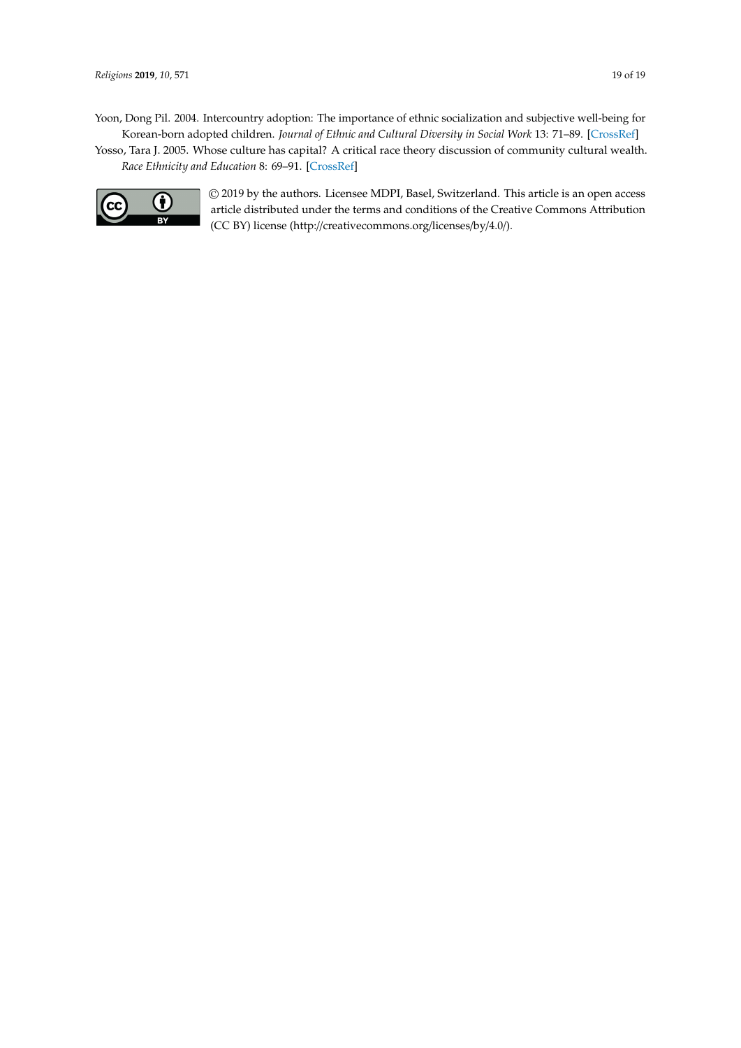Yoon, Dong Pil. 2004. Intercountry adoption: The importance of ethnic socialization and subjective well-being for Korean-born adopted children. *Journal of Ethnic and Cultural Diversity in Social Work* 13: 71–89. [CrossRef]

Yosso, Tara J. 2005. Whose culture has capital? A critical race theory discussion of community cultural wealth. *Race Ethnicity and Education* 8: 69–91. [CrossRef]

© 2019 by the authors. Licensee MDPI, Basel, Switzerland. This article is an open access article distributed under the terms and conditions of the Creative Commons Attribution (CC BY) license (http://creativecommons.org/licenses/by/4.0/).